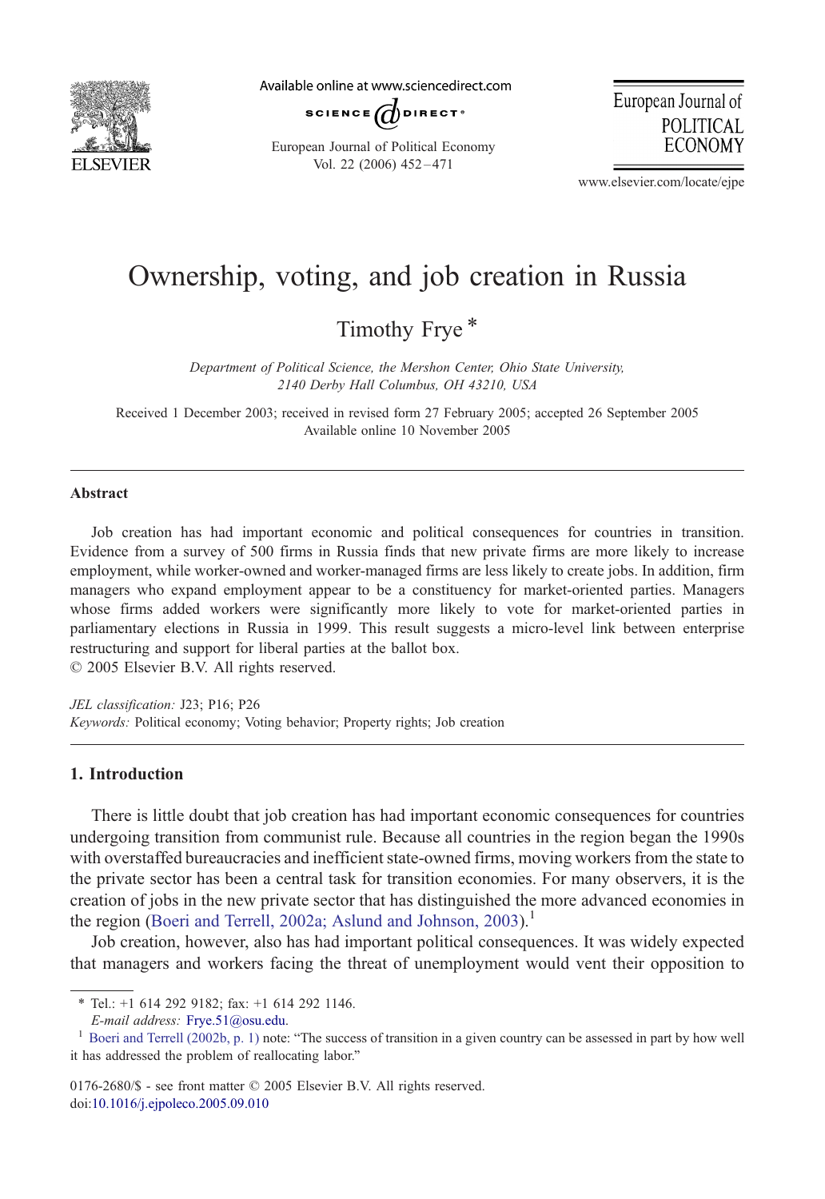# Ownership, voting, and job creation in Russia

Timothy Frye *

*Department of Political Science, the Mershon Center, Ohio State University, 2140 Derby Hall Columbus, OH 43210, USA*

Received 1 December 2003; received in revised form 27 February 2005; accepted 26 September 2005
Available online 10 November 2005

## Abstract

Job creation has had important economic and political consequences for countries in transition. Evidence from a survey of 500 firms in Russia finds that new private firms are more likely to increase employment, while worker-owned and worker-managed firms are less likely to create jobs. In addition, firm managers who expand employment appear to be a constituency for market-oriented parties. Managers whose firms added workers were significantly more likely to vote for market-oriented parties in parliamentary elections in Russia in 1999. This result suggests a micro-level link between enterprise restructuring and support for liberal parties at the ballot box.
© 2005 Elsevier B.V. All rights reserved.

*JEL classification:* J23; P16; P26
*Keywords:* Political economy; Voting behavior; Property rights; Job creation

## 1. Introduction

There is little doubt that job creation has had important economic consequences for countries undergoing transition from communist rule. Because all countries in the region began the 1990s with overstaffed bureaucracies and inefficient state-owned firms, moving workers from the state to the private sector has been a central task for transition economies. For many observers, it is the creation of jobs in the new private sector that has distinguished the more advanced economies in the region (Boeri and Terrell, 2002a; Aslund and Johnson, 2003).[1]

Job creation, however, also has had important political consequences. It was widely expected that managers and workers facing the threat of unemployment would vent their opposition to

---

* Tel.: +1 614 292 9182; fax: +1 614 292 1146.
*E-mail address:* Frye.51@osu.edu.

[1] Boeri and Terrell (2002b, p. 1) note: "The success of transition in a given country can be assessed in part by how well it has addressed the problem of reallocating labor."

0176-2680/$ - see front matter © 2005 Elsevier B.V. All rights reserved.
doi:10.1016/j.ejpoleco.2005.09.010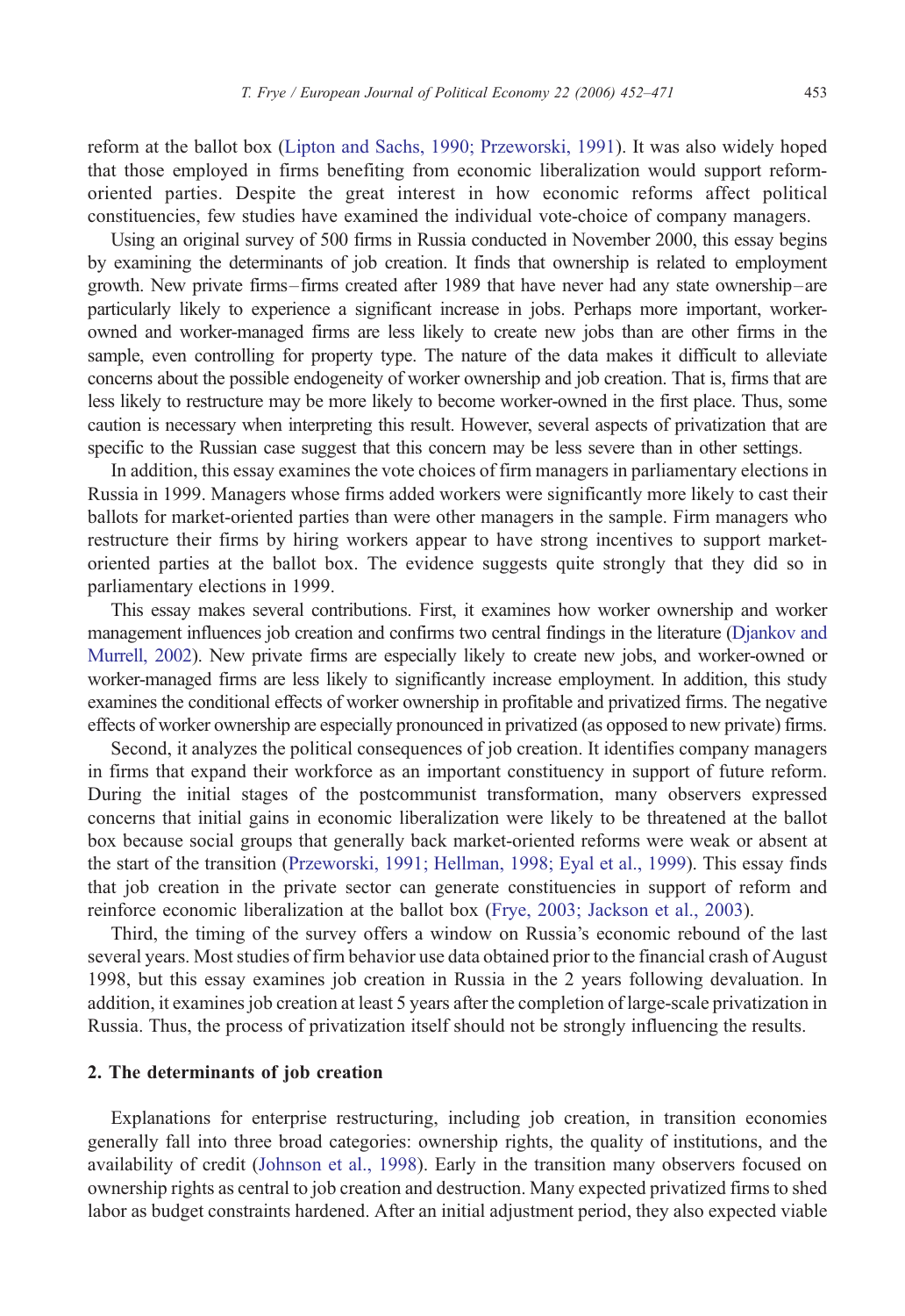reform at the ballot box (Lipton and Sachs, 1990; Przeworski, 1991). It was also widely hoped that those employed in firms benefiting from economic liberalization would support reform-oriented parties. Despite the great interest in how economic reforms affect political constituencies, few studies have examined the individual vote-choice of company managers.

Using an original survey of 500 firms in Russia conducted in November 2000, this essay begins by examining the determinants of job creation. It finds that ownership is related to employment growth. New private firms – firms created after 1989 that have never had any state ownership – are particularly likely to experience a significant increase in jobs. Perhaps more important, worker-owned and worker-managed firms are less likely to create new jobs than are other firms in the sample, even controlling for property type. The nature of the data makes it difficult to alleviate concerns about the possible endogeneity of worker ownership and job creation. That is, firms that are less likely to restructure may be more likely to become worker-owned in the first place. Thus, some caution is necessary when interpreting this result. However, several aspects of privatization that are specific to the Russian case suggest that this concern may be less severe than in other settings.

In addition, this essay examines the vote choices of firm managers in parliamentary elections in Russia in 1999. Managers whose firms added workers were significantly more likely to cast their ballots for market-oriented parties than were other managers in the sample. Firm managers who restructure their firms by hiring workers appear to have strong incentives to support market-oriented parties at the ballot box. The evidence suggests quite strongly that they did so in parliamentary elections in 1999.

This essay makes several contributions. First, it examines how worker ownership and worker management influences job creation and confirms two central findings in the literature (Djankov and Murrell, 2002). New private firms are especially likely to create new jobs, and worker-owned or worker-managed firms are less likely to significantly increase employment. In addition, this study examines the conditional effects of worker ownership in profitable and privatized firms. The negative effects of worker ownership are especially pronounced in privatized (as opposed to new private) firms.

Second, it analyzes the political consequences of job creation. It identifies company managers in firms that expand their workforce as an important constituency in support of future reform. During the initial stages of the postcommunist transformation, many observers expressed concerns that initial gains in economic liberalization were likely to be threatened at the ballot box because social groups that generally back market-oriented reforms were weak or absent at the start of the transition (Przeworski, 1991; Hellman, 1998; Eyal et al., 1999). This essay finds that job creation in the private sector can generate constituencies in support of reform and reinforce economic liberalization at the ballot box (Frye, 2003; Jackson et al., 2003).

Third, the timing of the survey offers a window on Russia's economic rebound of the last several years. Most studies of firm behavior use data obtained prior to the financial crash of August 1998, but this essay examines job creation in Russia in the 2 years following devaluation. In addition, it examines job creation at least 5 years after the completion of large-scale privatization in Russia. Thus, the process of privatization itself should not be strongly influencing the results.

## 2. The determinants of job creation

Explanations for enterprise restructuring, including job creation, in transition economies generally fall into three broad categories: ownership rights, the quality of institutions, and the availability of credit (Johnson et al., 1998). Early in the transition many observers focused on ownership rights as central to job creation and destruction. Many expected privatized firms to shed labor as budget constraints hardened. After an initial adjustment period, they also expected viable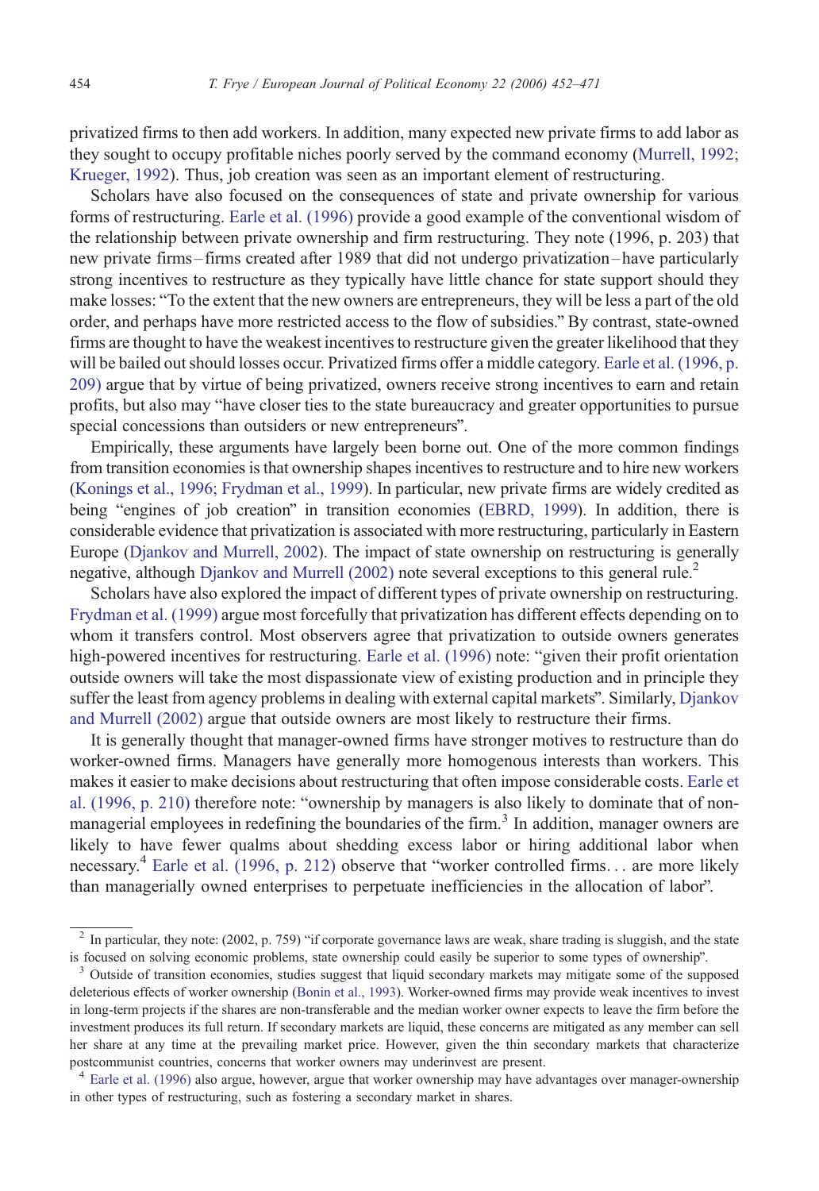privatized firms to then add workers. In addition, many expected new private firms to add labor as they sought to occupy profitable niches poorly served by the command economy (Murrell, 1992; Krueger, 1992). Thus, job creation was seen as an important element of restructuring.

Scholars have also focused on the consequences of state and private ownership for various forms of restructuring. Earle et al. (1996) provide a good example of the conventional wisdom of the relationship between private ownership and firm restructuring. They note (1996, p. 203) that new private firms – firms created after 1989 that did not undergo privatization – have particularly strong incentives to restructure as they typically have little chance for state support should they make losses: "To the extent that the new owners are entrepreneurs, they will be less a part of the old order, and perhaps have more restricted access to the flow of subsidies." By contrast, state-owned firms are thought to have the weakest incentives to restructure given the greater likelihood that they will be bailed out should losses occur. Privatized firms offer a middle category. Earle et al. (1996, p. 209) argue that by virtue of being privatized, owners receive strong incentives to earn and retain profits, but also may "have closer ties to the state bureaucracy and greater opportunities to pursue special concessions than outsiders or new entrepreneurs".

Empirically, these arguments have largely been borne out. One of the more common findings from transition economies is that ownership shapes incentives to restructure and to hire new workers (Konings et al., 1996; Frydman et al., 1999). In particular, new private firms are widely credited as being "engines of job creation" in transition economies (EBRD, 1999). In addition, there is considerable evidence that privatization is associated with more restructuring, particularly in Eastern Europe (Djankov and Murrell, 2002). The impact of state ownership on restructuring is generally negative, although Djankov and Murrell (2002) note several exceptions to this general rule.[2]

Scholars have also explored the impact of different types of private ownership on restructuring. Frydman et al. (1999) argue most forcefully that privatization has different effects depending on to whom it transfers control. Most observers agree that privatization to outside owners generates high-powered incentives for restructuring. Earle et al. (1996) note: "given their profit orientation outside owners will take the most dispassionate view of existing production and in principle they suffer the least from agency problems in dealing with external capital markets". Similarly, Djankov and Murrell (2002) argue that outside owners are most likely to restructure their firms.

It is generally thought that manager-owned firms have stronger motives to restructure than do worker-owned firms. Managers have generally more homogenous interests than workers. This makes it easier to make decisions about restructuring that often impose considerable costs. Earle et al. (1996, p. 210) therefore note: "ownership by managers is also likely to dominate that of non-managerial employees in redefining the boundaries of the firm.[3] In addition, manager owners are likely to have fewer qualms about shedding excess labor or hiring additional labor when necessary.[4] Earle et al. (1996, p. 212) observe that "worker controlled firms... are more likely than managerially owned enterprises to perpetuate inefficiencies in the allocation of labor".

---

[2] In particular, they note: (2002, p. 759) "if corporate governance laws are weak, share trading is sluggish, and the state is focused on solving economic problems, state ownership could easily be superior to some types of ownership".

[3] Outside of transition economies, studies suggest that liquid secondary markets may mitigate some of the supposed deleterious effects of worker ownership (Bonin et al., 1993). Worker-owned firms may provide weak incentives to invest in long-term projects if the shares are non-transferable and the median worker owner expects to leave the firm before the investment produces its full return. If secondary markets are liquid, these concerns are mitigated as any member can sell her share at any time at the prevailing market price. However, given the thin secondary markets that characterize postcommunist countries, concerns that worker owners may underinvest are present.

[4] Earle et al. (1996) also argue, however, argue that worker ownership may have advantages over manager-ownership in other types of restructuring, such as fostering a secondary market in shares.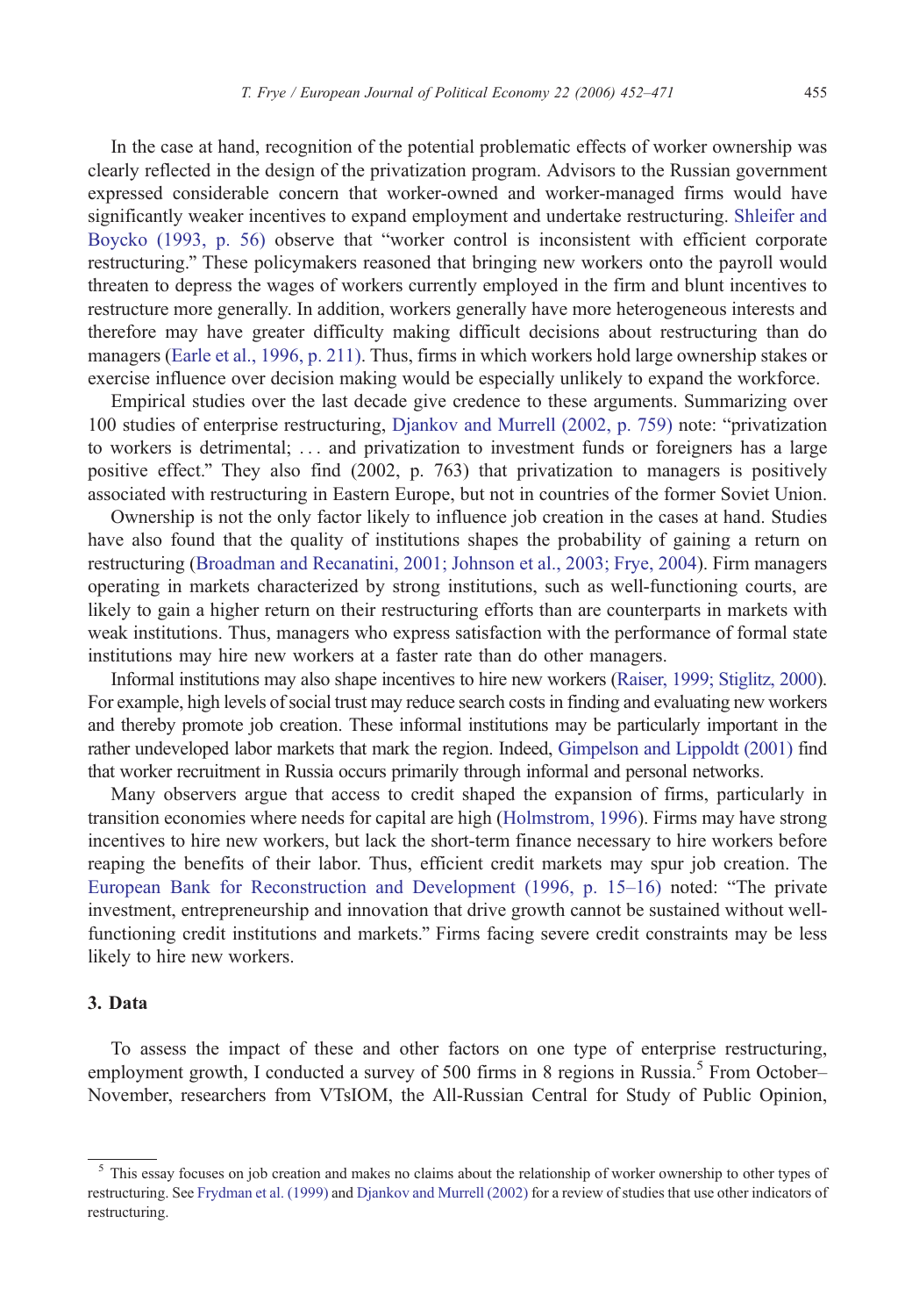In the case at hand, recognition of the potential problematic effects of worker ownership was clearly reflected in the design of the privatization program. Advisors to the Russian government expressed considerable concern that worker-owned and worker-managed firms would have significantly weaker incentives to expand employment and undertake restructuring. Shleifer and Boycko (1993, p. 56) observe that "worker control is inconsistent with efficient corporate restructuring." These policymakers reasoned that bringing new workers onto the payroll would threaten to depress the wages of workers currently employed in the firm and blunt incentives to restructure more generally. In addition, workers generally have more heterogeneous interests and therefore may have greater difficulty making difficult decisions about restructuring than do managers (Earle et al., 1996, p. 211). Thus, firms in which workers hold large ownership stakes or exercise influence over decision making would be especially unlikely to expand the workforce.

Empirical studies over the last decade give credence to these arguments. Summarizing over 100 studies of enterprise restructuring, Djankov and Murrell (2002, p. 759) note: "privatization to workers is detrimental; … and privatization to investment funds or foreigners has a large positive effect." They also find (2002, p. 763) that privatization to managers is positively associated with restructuring in Eastern Europe, but not in countries of the former Soviet Union.

Ownership is not the only factor likely to influence job creation in the cases at hand. Studies have also found that the quality of institutions shapes the probability of gaining a return on restructuring (Broadman and Recanatini, 2001; Johnson et al., 2003; Frye, 2004). Firm managers operating in markets characterized by strong institutions, such as well-functioning courts, are likely to gain a higher return on their restructuring efforts than are counterparts in markets with weak institutions. Thus, managers who express satisfaction with the performance of formal state institutions may hire new workers at a faster rate than do other managers.

Informal institutions may also shape incentives to hire new workers (Raiser, 1999; Stiglitz, 2000). For example, high levels of social trust may reduce search costs in finding and evaluating new workers and thereby promote job creation. These informal institutions may be particularly important in the rather undeveloped labor markets that mark the region. Indeed, Gimpelson and Lippoldt (2001) find that worker recruitment in Russia occurs primarily through informal and personal networks.

Many observers argue that access to credit shaped the expansion of firms, particularly in transition economies where needs for capital are high (Holmstrom, 1996). Firms may have strong incentives to hire new workers, but lack the short-term finance necessary to hire workers before reaping the benefits of their labor. Thus, efficient credit markets may spur job creation. The European Bank for Reconstruction and Development (1996, p. 15–16) noted: "The private investment, entrepreneurship and innovation that drive growth cannot be sustained without well-functioning credit institutions and markets." Firms facing severe credit constraints may be less likely to hire new workers.

## 3. Data

To assess the impact of these and other factors on one type of enterprise restructuring, employment growth, I conducted a survey of 500 firms in 8 regions in Russia.[5] From October–November, researchers from VTsIOM, the All-Russian Central for Study of Public Opinion,

[5] This essay focuses on job creation and makes no claims about the relationship of worker ownership to other types of restructuring. See Frydman et al. (1999) and Djankov and Murrell (2002) for a review of studies that use other indicators of restructuring.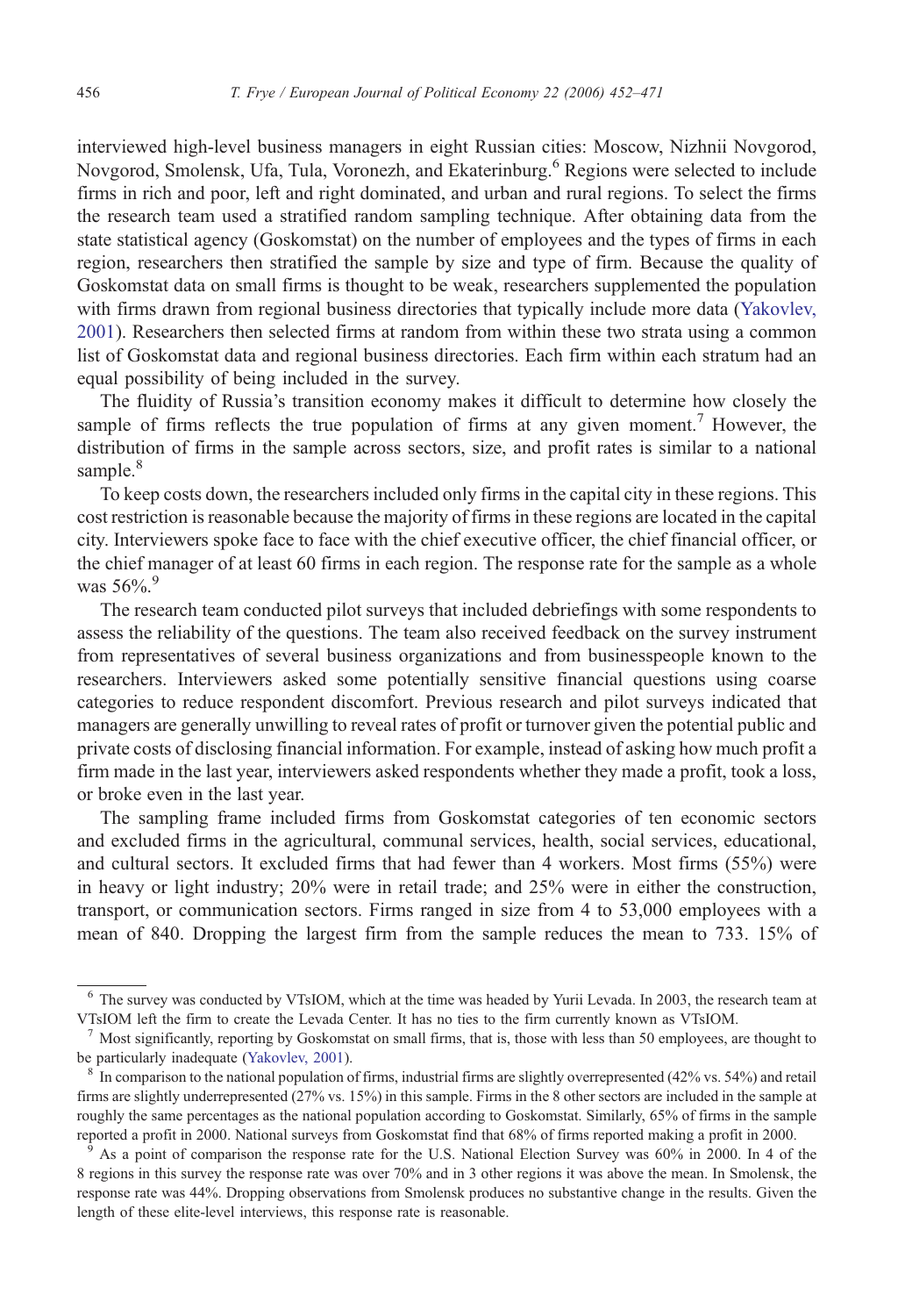interviewed high-level business managers in eight Russian cities: Moscow, Nizhnii Novgorod, Novgorod, Smolensk, Ufa, Tula, Voronezh, and Ekaterinburg.[6] Regions were selected to include firms in rich and poor, left and right dominated, and urban and rural regions. To select the firms the research team used a stratified random sampling technique. After obtaining data from the state statistical agency (Goskomstat) on the number of employees and the types of firms in each region, researchers then stratified the sample by size and type of firm. Because the quality of Goskomstat data on small firms is thought to be weak, researchers supplemented the population with firms drawn from regional business directories that typically include more data (Yakovlev, 2001). Researchers then selected firms at random from within these two strata using a common list of Goskomstat data and regional business directories. Each firm within each stratum had an equal possibility of being included in the survey.

The fluidity of Russia's transition economy makes it difficult to determine how closely the sample of firms reflects the true population of firms at any given moment.[7] However, the distribution of firms in the sample across sectors, size, and profit rates is similar to a national sample.[8]

To keep costs down, the researchers included only firms in the capital city in these regions. This cost restriction is reasonable because the majority of firms in these regions are located in the capital city. Interviewers spoke face to face with the chief executive officer, the chief financial officer, or the chief manager of at least 60 firms in each region. The response rate for the sample as a whole was 56%.[9]

The research team conducted pilot surveys that included debriefings with some respondents to assess the reliability of the questions. The team also received feedback on the survey instrument from representatives of several business organizations and from businesspeople known to the researchers. Interviewers asked some potentially sensitive financial questions using coarse categories to reduce respondent discomfort. Previous research and pilot surveys indicated that managers are generally unwilling to reveal rates of profit or turnover given the potential public and private costs of disclosing financial information. For example, instead of asking how much profit a firm made in the last year, interviewers asked respondents whether they made a profit, took a loss, or broke even in the last year.

The sampling frame included firms from Goskomstat categories of ten economic sectors and excluded firms in the agricultural, communal services, health, social services, educational, and cultural sectors. It excluded firms that had fewer than 4 workers. Most firms (55%) were in heavy or light industry; 20% were in retail trade; and 25% were in either the construction, transport, or communication sectors. Firms ranged in size from 4 to 53,000 employees with a mean of 840. Dropping the largest firm from the sample reduces the mean to 733. 15% of

---

[6] The survey was conducted by VTsIOM, which at the time was headed by Yurii Levada. In 2003, the research team at VTsIOM left the firm to create the Levada Center. It has no ties to the firm currently known as VTsIOM.

[7] Most significantly, reporting by Goskomstat on small firms, that is, those with less than 50 employees, are thought to be particularly inadequate (Yakovlev, 2001).

[8] In comparison to the national population of firms, industrial firms are slightly overrepresented (42% vs. 54%) and retail firms are slightly underrepresented (27% vs. 15%) in this sample. Firms in the 8 other sectors are included in the sample at roughly the same percentages as the national population according to Goskomstat. Similarly, 65% of firms in the sample reported a profit in 2000. National surveys from Goskomstat find that 68% of firms reported making a profit in 2000.

[9] As a point of comparison the response rate for the U.S. National Election Survey was 60% in 2000. In 4 of the 8 regions in this survey the response rate was over 70% and in 3 other regions it was above the mean. In Smolensk, the response rate was 44%. Dropping observations from Smolensk produces no substantive change in the results. Given the length of these elite-level interviews, this response rate is reasonable.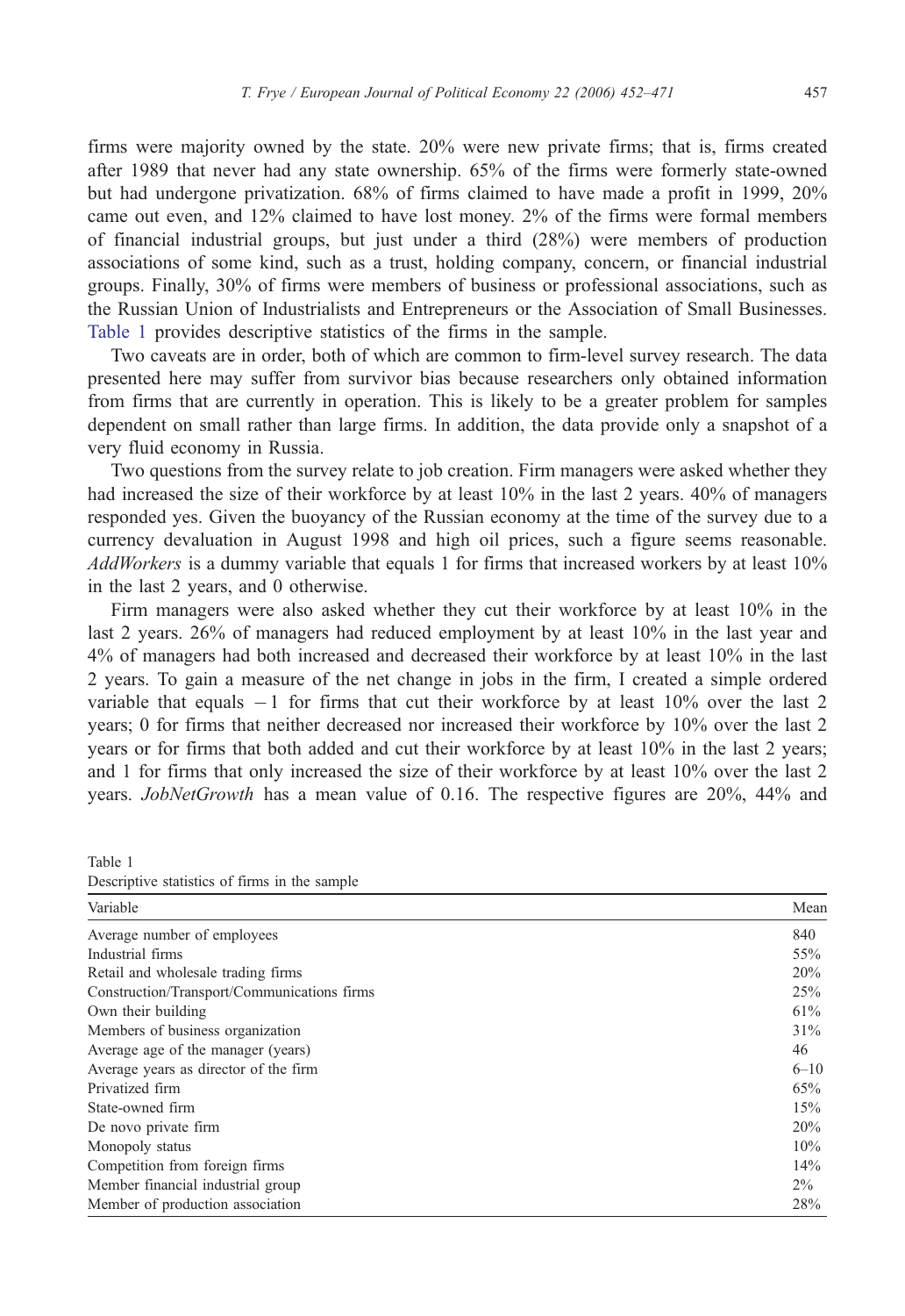firms were majority owned by the state. 20% were new private firms; that is, firms created after 1989 that never had any state ownership. 65% of the firms were formerly state-owned but had undergone privatization. 68% of firms claimed to have made a profit in 1999, 20% came out even, and 12% claimed to have lost money. 2% of the firms were formal members of financial industrial groups, but just under a third (28%) were members of production associations of some kind, such as a trust, holding company, concern, or financial industrial groups. Finally, 30% of firms were members of business or professional associations, such as the Russian Union of Industrialists and Entrepreneurs or the Association of Small Businesses. Table 1 provides descriptive statistics of the firms in the sample.

Two caveats are in order, both of which are common to firm-level survey research. The data presented here may suffer from survivor bias because researchers only obtained information from firms that are currently in operation. This is likely to be a greater problem for samples dependent on small rather than large firms. In addition, the data provide only a snapshot of a very fluid economy in Russia.

Two questions from the survey relate to job creation. Firm managers were asked whether they had increased the size of their workforce by at least 10% in the last 2 years. 40% of managers responded yes. Given the buoyancy of the Russian economy at the time of the survey due to a currency devaluation in August 1998 and high oil prices, such a figure seems reasonable. *AddWorkers* is a dummy variable that equals 1 for firms that increased workers by at least 10% in the last 2 years, and 0 otherwise.

Firm managers were also asked whether they cut their workforce by at least 10% in the last 2 years. 26% of managers had reduced employment by at least 10% in the last year and 4% of managers had both increased and decreased their workforce by at least 10% in the last 2 years. To gain a measure of the net change in jobs in the firm, I created a simple ordered variable that equals $-1$ for firms that cut their workforce by at least 10% over the last 2 years; 0 for firms that neither decreased nor increased their workforce by 10% over the last 2 years or for firms that both added and cut their workforce by at least 10% in the last 2 years; and 1 for firms that only increased the size of their workforce by at least 10% over the last 2 years. *JobNetGrowth* has a mean value of 0.16. The respective figures are 20%, 44% and

Table 1
Descriptive statistics of firms in the sample

| Variable | Mean |
|---|---|
| Average number of employees | 840 |
| Industrial firms | 55% |
| Retail and wholesale trading firms | 20% |
| Construction/Transport/Communications firms | 25% |
| Own their building | 61% |
| Members of business organization | 31% |
| Average age of the manager (years) | 46 |
| Average years as director of the firm | 6–10 |
| Privatized firm | 65% |
| State-owned firm | 15% |
| De novo private firm | 20% |
| Monopoly status | 10% |
| Competition from foreign firms | 14% |
| Member financial industrial group | 2% |
| Member of production association | 28% |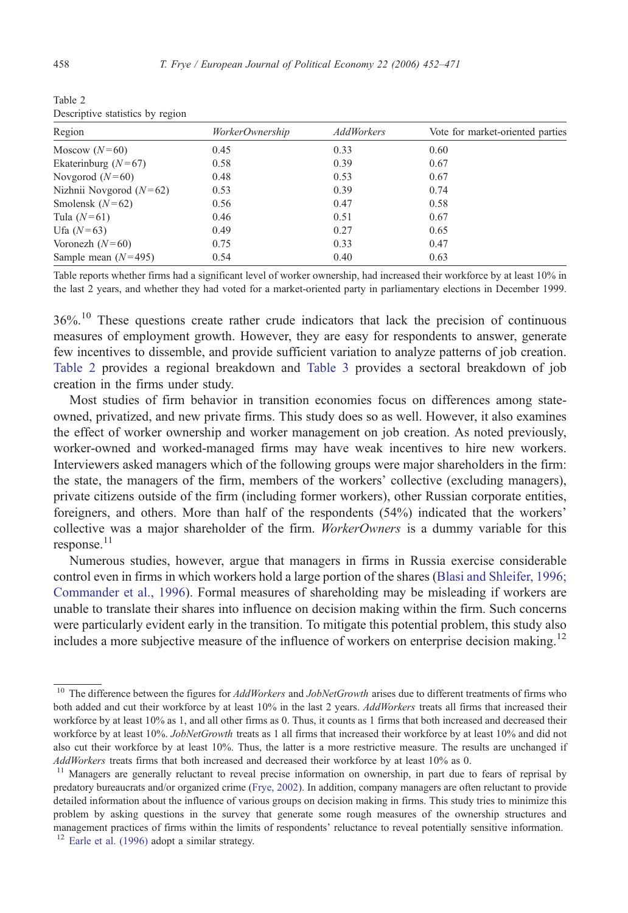Table 2
Descriptive statistics by region

| Region | *WorkerOwnership* | *AddWorkers* | Vote for market-oriented parties |
|---|---|---|---|
| Moscow ($N=60$) | 0.45 | 0.33 | 0.60 |
| Ekaterinburg ($N=67$) | 0.58 | 0.39 | 0.67 |
| Novgorod ($N=60$) | 0.48 | 0.53 | 0.67 |
| Nizhnii Novgorod ($N=62$) | 0.53 | 0.39 | 0.74 |
| Smolensk ($N=62$) | 0.56 | 0.47 | 0.58 |
| Tula ($N=61$) | 0.46 | 0.51 | 0.67 |
| Ufa ($N=63$) | 0.49 | 0.27 | 0.65 |
| Voronezh ($N=60$) | 0.75 | 0.33 | 0.47 |
| Sample mean ($N=495$) | 0.54 | 0.40 | 0.63 |

Table reports whether firms had a significant level of worker ownership, had increased their workforce by at least 10% in the last 2 years, and whether they had voted for a market-oriented party in parliamentary elections in December 1999.

36%.[10] These questions create rather crude indicators that lack the precision of continuous measures of employment growth. However, they are easy for respondents to answer, generate few incentives to dissemble, and provide sufficient variation to analyze patterns of job creation. Table 2 provides a regional breakdown and Table 3 provides a sectoral breakdown of job creation in the firms under study.

Most studies of firm behavior in transition economies focus on differences among state-owned, privatized, and new private firms. This study does so as well. However, it also examines the effect of worker ownership and worker management on job creation. As noted previously, worker-owned and worked-managed firms may have weak incentives to hire new workers. Interviewers asked managers which of the following groups were major shareholders in the firm: the state, the managers of the firm, members of the workers' collective (excluding managers), private citizens outside of the firm (including former workers), other Russian corporate entities, foreigners, and others. More than half of the respondents (54%) indicated that the workers' collective was a major shareholder of the firm. *WorkerOwners* is a dummy variable for this response.[11]

Numerous studies, however, argue that managers in firms in Russia exercise considerable control even in firms in which workers hold a large portion of the shares (Blasi and Shleifer, 1996; Commander et al., 1996). Formal measures of shareholding may be misleading if workers are unable to translate their shares into influence on decision making within the firm. Such concerns were particularly evident early in the transition. To mitigate this potential problem, this study also includes a more subjective measure of the influence of workers on enterprise decision making.[12]

[10] The difference between the figures for *AddWorkers* and *JobNetGrowth* arises due to different treatments of firms who both added and cut their workforce by at least 10% in the last 2 years. *AddWorkers* treats all firms that increased their workforce by at least 10% as 1, and all other firms as 0. Thus, it counts as 1 firms that both increased and decreased their workforce by at least 10%. *JobNetGrowth* treats as 1 all firms that increased their workforce by at least 10% and did not also cut their workforce by at least 10%. Thus, the latter is a more restrictive measure. The results are unchanged if *AddWorkers* treats firms that both increased and decreased their workforce by at least 10% as 0.

[11] Managers are generally reluctant to reveal precise information on ownership, in part due to fears of reprisal by predatory bureaucrats and/or organized crime (Frye, 2002). In addition, company managers are often reluctant to provide detailed information about the influence of various groups on decision making in firms. This study tries to minimize this problem by asking questions in the survey that generate some rough measures of the ownership structures and management practices of firms within the limits of respondents' reluctance to reveal potentially sensitive information.

[12] Earle et al. (1996) adopt a similar strategy.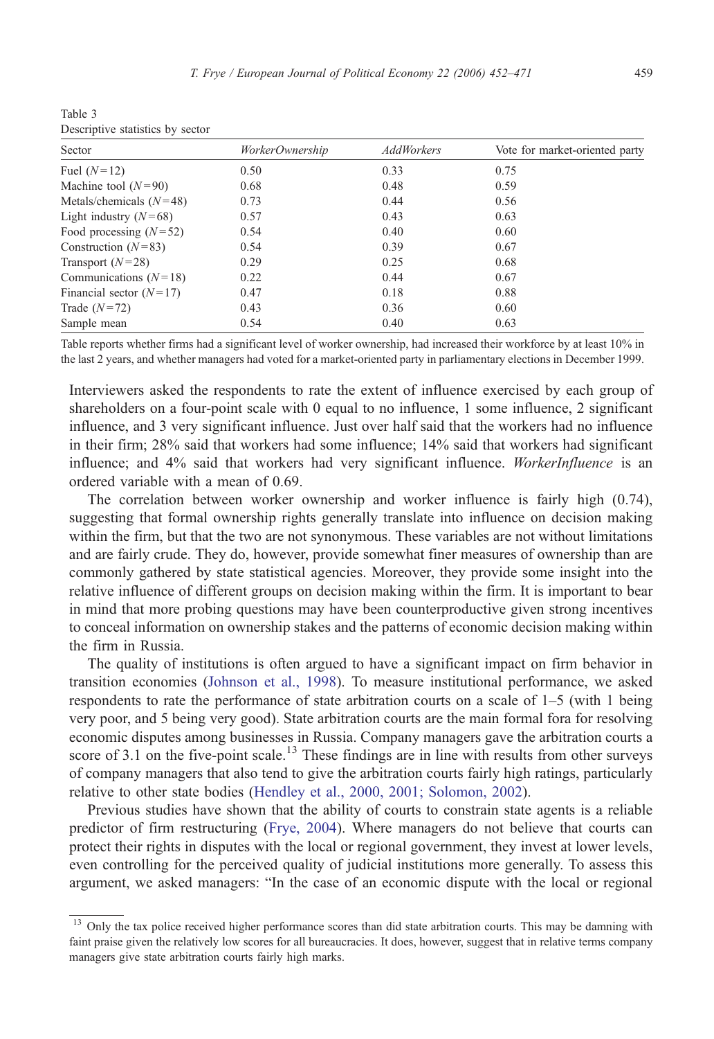Table 3
Descriptive statistics by sector

| Sector | *WorkerOwnership* | *AddWorkers* | Vote for market-oriented party |
|---|---|---|---|
| Fuel ($N=12$) | 0.50 | 0.33 | 0.75 |
| Machine tool ($N=90$) | 0.68 | 0.48 | 0.59 |
| Metals/chemicals ($N=48$) | 0.73 | 0.44 | 0.56 |
| Light industry ($N=68$) | 0.57 | 0.43 | 0.63 |
| Food processing ($N=52$) | 0.54 | 0.40 | 0.60 |
| Construction ($N=83$) | 0.54 | 0.39 | 0.67 |
| Transport ($N=28$) | 0.29 | 0.25 | 0.68 |
| Communications ($N=18$) | 0.22 | 0.44 | 0.67 |
| Financial sector ($N=17$) | 0.47 | 0.18 | 0.88 |
| Trade ($N=72$) | 0.43 | 0.36 | 0.60 |
| Sample mean | 0.54 | 0.40 | 0.63 |

Table reports whether firms had a significant level of worker ownership, had increased their workforce by at least 10% in the last 2 years, and whether managers had voted for a market-oriented party in parliamentary elections in December 1999.

Interviewers asked the respondents to rate the extent of influence exercised by each group of shareholders on a four-point scale with 0 equal to no influence, 1 some influence, 2 significant influence, and 3 very significant influence. Just over half said that the workers had no influence in their firm; 28% said that workers had some influence; 14% said that workers had significant influence; and 4% said that workers had very significant influence. *WorkerInfluence* is an ordered variable with a mean of 0.69.

The correlation between worker ownership and worker influence is fairly high (0.74), suggesting that formal ownership rights generally translate into influence on decision making within the firm, but that the two are not synonymous. These variables are not without limitations and are fairly crude. They do, however, provide somewhat finer measures of ownership than are commonly gathered by state statistical agencies. Moreover, they provide some insight into the relative influence of different groups on decision making within the firm. It is important to bear in mind that more probing questions may have been counterproductive given strong incentives to conceal information on ownership stakes and the patterns of economic decision making within the firm in Russia.

The quality of institutions is often argued to have a significant impact on firm behavior in transition economies (Johnson et al., 1998). To measure institutional performance, we asked respondents to rate the performance of state arbitration courts on a scale of 1–5 (with 1 being very poor, and 5 being very good). State arbitration courts are the main formal fora for resolving economic disputes among businesses in Russia. Company managers gave the arbitration courts a score of 3.1 on the five-point scale.[13] These findings are in line with results from other surveys of company managers that also tend to give the arbitration courts fairly high ratings, particularly relative to other state bodies (Hendley et al., 2000, 2001; Solomon, 2002).

Previous studies have shown that the ability of courts to constrain state agents is a reliable predictor of firm restructuring (Frye, 2004). Where managers do not believe that courts can protect their rights in disputes with the local or regional government, they invest at lower levels, even controlling for the perceived quality of judicial institutions more generally. To assess this argument, we asked managers: "In the case of an economic dispute with the local or regional

[13] Only the tax police received higher performance scores than did state arbitration courts. This may be damning with faint praise given the relatively low scores for all bureaucracies. It does, however, suggest that in relative terms company managers give state arbitration courts fairly high marks.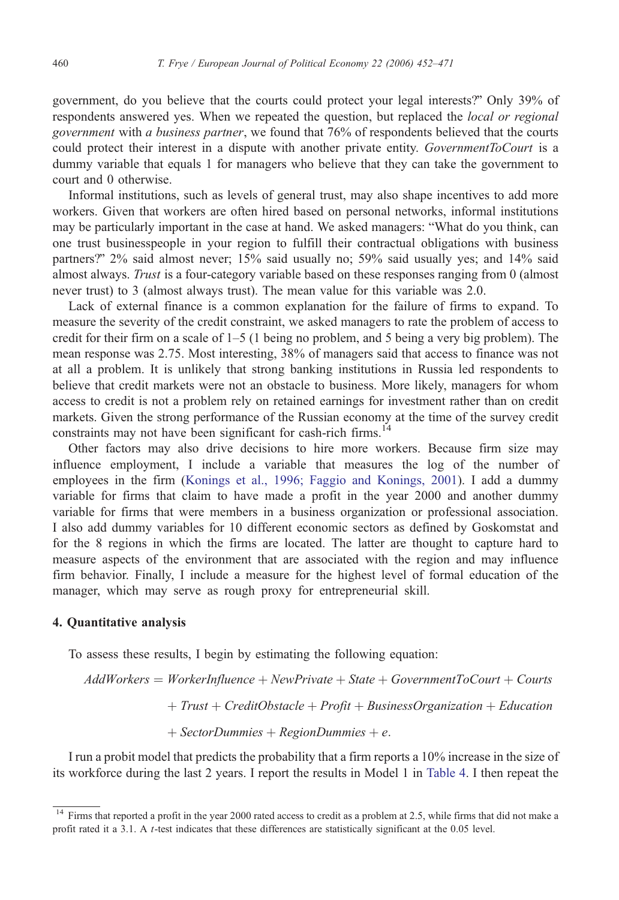government, do you believe that the courts could protect your legal interests?" Only 39% of respondents answered yes. When we repeated the question, but replaced the *local or regional government* with *a business partner*, we found that 76% of respondents believed that the courts could protect their interest in a dispute with another private entity. *GovernmentToCourt* is a dummy variable that equals 1 for managers who believe that they can take the government to court and 0 otherwise.

Informal institutions, such as levels of general trust, may also shape incentives to add more workers. Given that workers are often hired based on personal networks, informal institutions may be particularly important in the case at hand. We asked managers: "What do you think, can one trust businesspeople in your region to fulfill their contractual obligations with business partners?" 2% said almost never; 15% said usually no; 59% said usually yes; and 14% said almost always. *Trust* is a four-category variable based on these responses ranging from 0 (almost never trust) to 3 (almost always trust). The mean value for this variable was 2.0.

Lack of external finance is a common explanation for the failure of firms to expand. To measure the severity of the credit constraint, we asked managers to rate the problem of access to credit for their firm on a scale of 1–5 (1 being no problem, and 5 being a very big problem). The mean response was 2.75. Most interesting, 38% of managers said that access to finance was not at all a problem. It is unlikely that strong banking institutions in Russia led respondents to believe that credit markets were not an obstacle to business. More likely, managers for whom access to credit is not a problem rely on retained earnings for investment rather than on credit markets. Given the strong performance of the Russian economy at the time of the survey credit constraints may not have been significant for cash-rich firms.[14]

Other factors may also drive decisions to hire more workers. Because firm size may influence employment, I include a variable that measures the log of the number of employees in the firm (Konings et al., 1996; Faggio and Konings, 2001). I add a dummy variable for firms that claim to have made a profit in the year 2000 and another dummy variable for firms that were members in a business organization or professional association. I also add dummy variables for 10 different economic sectors as defined by Goskomstat and for the 8 regions in which the firms are located. The latter are thought to capture hard to measure aspects of the environment that are associated with the region and may influence firm behavior. Finally, I include a measure for the highest level of formal education of the manager, which may serve as rough proxy for entrepreneurial skill.

## 4. Quantitative analysis

To assess these results, I begin by estimating the following equation:

$$
\begin{aligned}
AddWorkers = {} & WorkerInfluence + NewPrivate + State + GovernmentToCourt + Courts \\
& + Trust + CreditObstacle + Profit + BusinessOrganization + Education \\
& + SectorDummies + RegionDummies + e.
\end{aligned}
$$

I run a probit model that predicts the probability that a firm reports a 10% increase in the size of its workforce during the last 2 years. I report the results in Model 1 in Table 4. I then repeat the

[14] Firms that reported a profit in the year 2000 rated access to credit as a problem at 2.5, while firms that did not make a profit rated it a 3.1. A $t$-test indicates that these differences are statistically significant at the 0.05 level.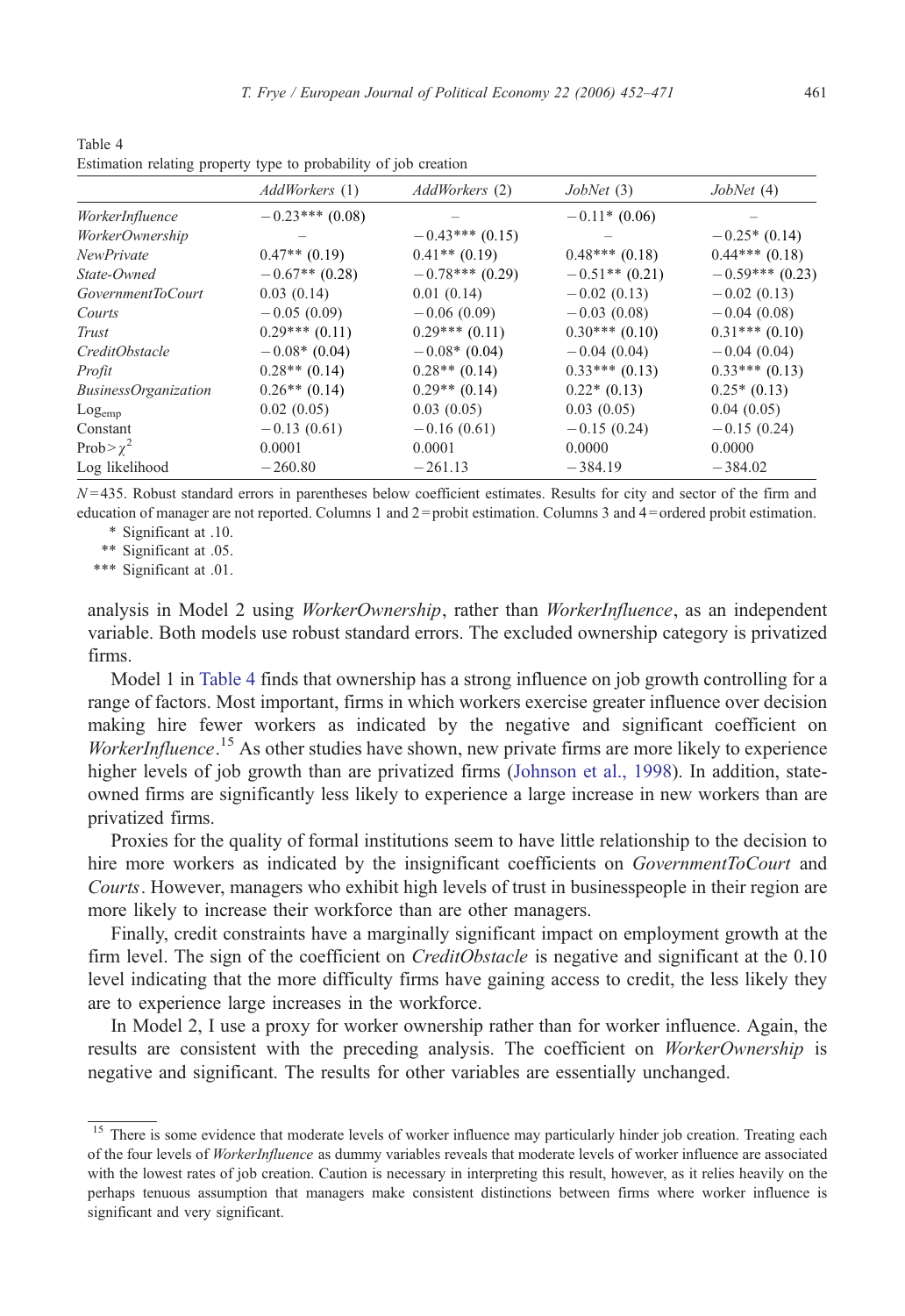Table 4
Estimation relating property type to probability of job creation

| | *AddWorkers* (1) | *AddWorkers* (2) | *JobNet* (3) | *JobNet* (4) |
|---|---|---|---|---|
| *WorkerInfluence* | −0.23*** (0.08) | – | −0.11* (0.06) | – |
| *WorkerOwnership* | – | −0.43*** (0.15) | – | −0.25* (0.14) |
| *NewPrivate* | 0.47** (0.19) | 0.41** (0.19) | 0.48*** (0.18) | 0.44*** (0.18) |
| *State-Owned* | −0.67** (0.28) | −0.78*** (0.29) | −0.51** (0.21) | −0.59*** (0.23) |
| *GovernmentToCourt* | 0.03 (0.14) | 0.01 (0.14) | −0.02 (0.13) | −0.02 (0.13) |
| *Courts* | −0.05 (0.09) | −0.06 (0.09) | −0.03 (0.08) | −0.04 (0.08) |
| *Trust* | 0.29*** (0.11) | 0.29*** (0.11) | 0.30*** (0.10) | 0.31*** (0.10) |
| *CreditObstacle* | −0.08* (0.04) | −0.08* (0.04) | −0.04 (0.04) | −0.04 (0.04) |
| *Profit* | 0.28** (0.14) | 0.28** (0.14) | 0.33*** (0.13) | 0.33*** (0.13) |
| *BusinessOrganization* | 0.26** (0.14) | 0.29** (0.14) | 0.22* (0.13) | 0.25* (0.13) |
| $Log_{emp}$ | 0.02 (0.05) | 0.03 (0.05) | 0.03 (0.05) | 0.04 (0.05) |
| Constant | −0.13 (0.61) | −0.16 (0.61) | −0.15 (0.24) | −0.15 (0.24) |
| Prob > $\chi^2$ | 0.0001 | 0.0001 | 0.0000 | 0.0000 |
| Log likelihood | −260.80 | −261.13 | −384.19 | −384.02 |

$N$ = 435. Robust standard errors in parentheses below coefficient estimates. Results for city and sector of the firm and education of manager are not reported. Columns 1 and 2 = probit estimation. Columns 3 and 4 = ordered probit estimation.

\* Significant at .10.

\*\* Significant at .05.

\*\*\* Significant at .01.

analysis in Model 2 using *WorkerOwnership*, rather than *WorkerInfluence*, as an independent variable. Both models use robust standard errors. The excluded ownership category is privatized firms.

Model 1 in Table 4 finds that ownership has a strong influence on job growth controlling for a range of factors. Most important, firms in which workers exercise greater influence over decision making hire fewer workers as indicated by the negative and significant coefficient on *WorkerInfluence*.[15] As other studies have shown, new private firms are more likely to experience higher levels of job growth than are privatized firms (Johnson et al., 1998). In addition, state-owned firms are significantly less likely to experience a large increase in new workers than are privatized firms.

Proxies for the quality of formal institutions seem to have little relationship to the decision to hire more workers as indicated by the insignificant coefficients on *GovernmentToCourt* and *Courts*. However, managers who exhibit high levels of trust in businesspeople in their region are more likely to increase their workforce than are other managers.

Finally, credit constraints have a marginally significant impact on employment growth at the firm level. The sign of the coefficient on *CreditObstacle* is negative and significant at the 0.10 level indicating that the more difficulty firms have gaining access to credit, the less likely they are to experience large increases in the workforce.

In Model 2, I use a proxy for worker ownership rather than for worker influence. Again, the results are consistent with the preceding analysis. The coefficient on *WorkerOwnership* is negative and significant. The results for other variables are essentially unchanged.

[15] There is some evidence that moderate levels of worker influence may particularly hinder job creation. Treating each of the four levels of *WorkerInfluence* as dummy variables reveals that moderate levels of worker influence are associated with the lowest rates of job creation. Caution is necessary in interpreting this result, however, as it relies heavily on the perhaps tenuous assumption that managers make consistent distinctions between firms where worker influence is significant and very significant.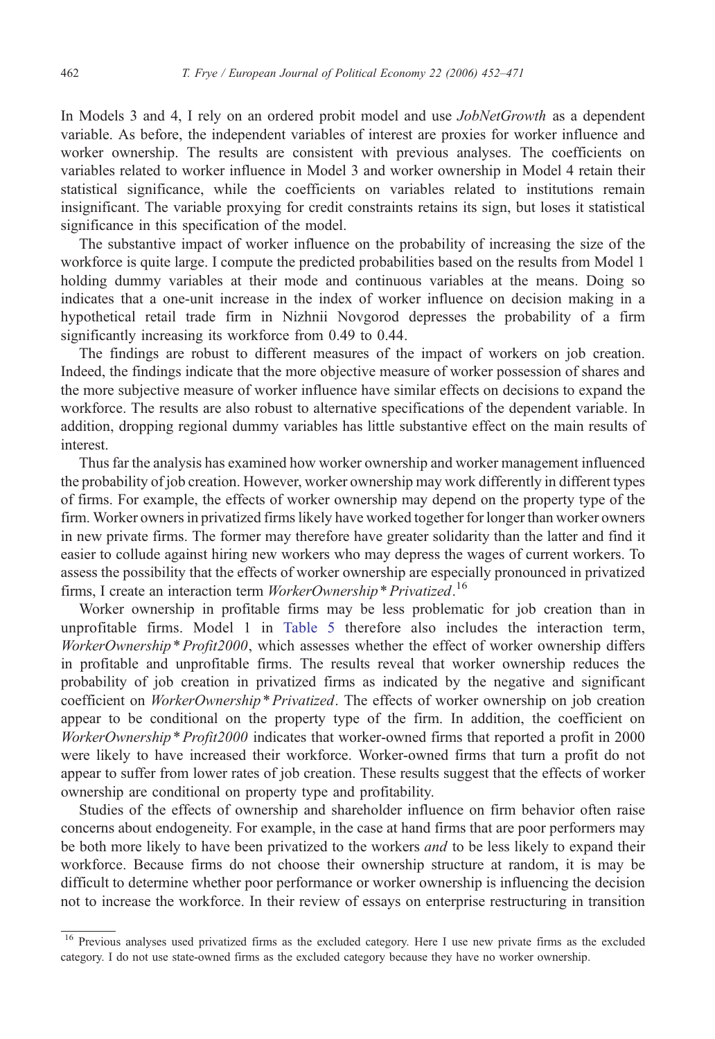In Models 3 and 4, I rely on an ordered probit model and use *JobNetGrowth* as a dependent variable. As before, the independent variables of interest are proxies for worker influence and worker ownership. The results are consistent with previous analyses. The coefficients on variables related to worker influence in Model 3 and worker ownership in Model 4 retain their statistical significance, while the coefficients on variables related to institutions remain insignificant. The variable proxying for credit constraints retains its sign, but loses it statistical significance in this specification of the model.

The substantive impact of worker influence on the probability of increasing the size of the workforce is quite large. I compute the predicted probabilities based on the results from Model 1 holding dummy variables at their mode and continuous variables at the means. Doing so indicates that a one-unit increase in the index of worker influence on decision making in a hypothetical retail trade firm in Nizhnii Novgorod depresses the probability of a firm significantly increasing its workforce from 0.49 to 0.44.

The findings are robust to different measures of the impact of workers on job creation. Indeed, the findings indicate that the more objective measure of worker possession of shares and the more subjective measure of worker influence have similar effects on decisions to expand the workforce. The results are also robust to alternative specifications of the dependent variable. In addition, dropping regional dummy variables has little substantive effect on the main results of interest.

Thus far the analysis has examined how worker ownership and worker management influenced the probability of job creation. However, worker ownership may work differently in different types of firms. For example, the effects of worker ownership may depend on the property type of the firm. Worker owners in privatized firms likely have worked together for longer than worker owners in new private firms. The former may therefore have greater solidarity than the latter and find it easier to collude against hiring new workers who may depress the wages of current workers. To assess the possibility that the effects of worker ownership are especially pronounced in privatized firms, I create an interaction term *WorkerOwnership\*Privatized*.[16]

Worker ownership in profitable firms may be less problematic for job creation than in unprofitable firms. Model 1 in Table 5 therefore also includes the interaction term, *WorkerOwnership\*Profit2000*, which assesses whether the effect of worker ownership differs in profitable and unprofitable firms. The results reveal that worker ownership reduces the probability of job creation in privatized firms as indicated by the negative and significant coefficient on *WorkerOwnership\*Privatized*. The effects of worker ownership on job creation appear to be conditional on the property type of the firm. In addition, the coefficient on *WorkerOwnership\*Profit2000* indicates that worker-owned firms that reported a profit in 2000 were likely to have increased their workforce. Worker-owned firms that turn a profit do not appear to suffer from lower rates of job creation. These results suggest that the effects of worker ownership are conditional on property type and profitability.

Studies of the effects of ownership and shareholder influence on firm behavior often raise concerns about endogeneity. For example, in the case at hand firms that are poor performers may be both more likely to have been privatized to the workers *and* to be less likely to expand their workforce. Because firms do not choose their ownership structure at random, it is may be difficult to determine whether poor performance or worker ownership is influencing the decision not to increase the workforce. In their review of essays on enterprise restructuring in transition

[16] Previous analyses used privatized firms as the excluded category. Here I use new private firms as the excluded category. I do not use state-owned firms as the excluded category because they have no worker ownership.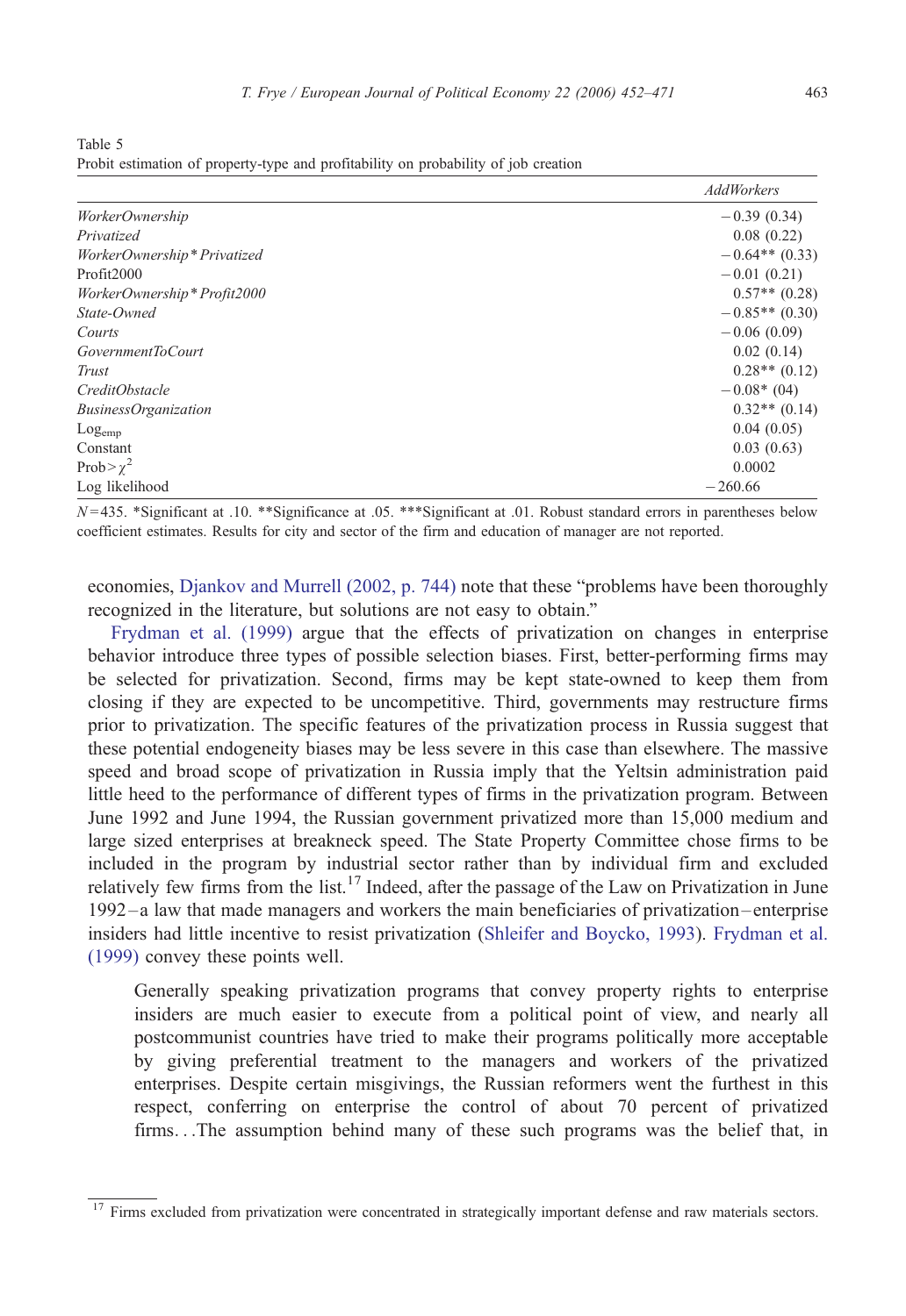Table 5
Probit estimation of property-type and profitability on probability of job creation

| | *AddWorkers* |
|---|---|
| *WorkerOwnership* | −0.39 (0.34) |
| *Privatized* | 0.08 (0.22) |
| *WorkerOwnership\*Privatized* | −0.64** (0.33) |
| Profit2000 | −0.01 (0.21) |
| *WorkerOwnership\*Profit2000* | 0.57** (0.28) |
| *State-Owned* | −0.85** (0.30) |
| *Courts* | −0.06 (0.09) |
| *GovernmentToCourt* | 0.02 (0.14) |
| *Trust* | 0.28** (0.12) |
| *CreditObstacle* | −0.08* (04) |
| *BusinessOrganization* | 0.32** (0.14) |
| $\text{Log}_{\text{emp}}$ | 0.04 (0.05) |
| Constant | 0.03 (0.63) |
| Prob > $\chi^2$ | 0.0002 |
| Log likelihood | −260.66 |

$N$=435. *Significant at .10. **Significance at .05. ***Significant at .01. Robust standard errors in parentheses below coefficient estimates. Results for city and sector of the firm and education of manager are not reported.

economies, Djankov and Murrell (2002, p. 744) note that these "problems have been thoroughly recognized in the literature, but solutions are not easy to obtain."

Frydman et al. (1999) argue that the effects of privatization on changes in enterprise behavior introduce three types of possible selection biases. First, better-performing firms may be selected for privatization. Second, firms may be kept state-owned to keep them from closing if they are expected to be uncompetitive. Third, governments may restructure firms prior to privatization. The specific features of the privatization process in Russia suggest that these potential endogeneity biases may be less severe in this case than elsewhere. The massive speed and broad scope of privatization in Russia imply that the Yeltsin administration paid little heed to the performance of different types of firms in the privatization program. Between June 1992 and June 1994, the Russian government privatized more than 15,000 medium and large sized enterprises at breakneck speed. The State Property Committee chose firms to be included in the program by industrial sector rather than by individual firm and excluded relatively few firms from the list.[17] Indeed, after the passage of the Law on Privatization in June 1992 – a law that made managers and workers the main beneficiaries of privatization – enterprise insiders had little incentive to resist privatization (Shleifer and Boycko, 1993). Frydman et al. (1999) convey these points well.

> Generally speaking privatization programs that convey property rights to enterprise insiders are much easier to execute from a political point of view, and nearly all postcommunist countries have tried to make their programs politically more acceptable by giving preferential treatment to the managers and workers of the privatized enterprises. Despite certain misgivings, the Russian reformers went the furthest in this respect, conferring on enterprise the control of about 70 percent of privatized firms…The assumption behind many of these such programs was the belief that, in

[17] Firms excluded from privatization were concentrated in strategically important defense and raw materials sectors.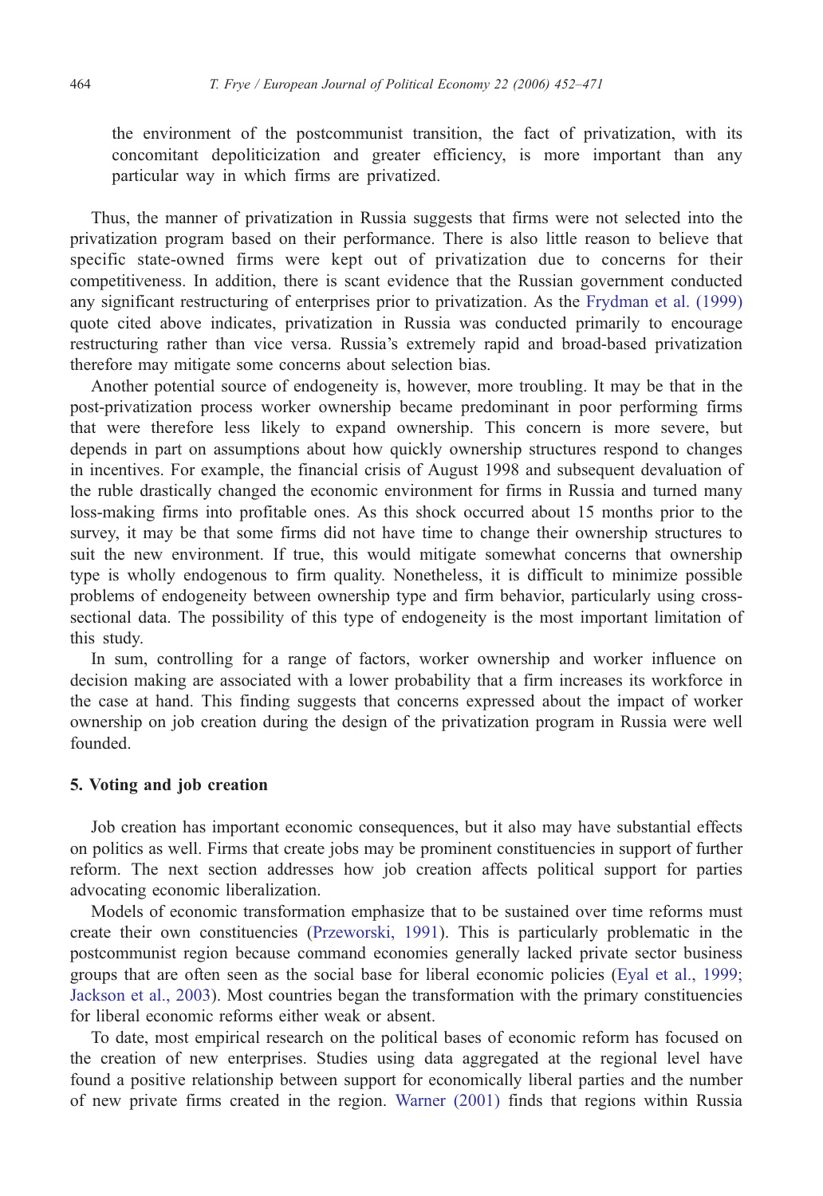the environment of the postcommunist transition, the fact of privatization, with its concomitant depoliticization and greater efficiency, is more important than any particular way in which firms are privatized.

Thus, the manner of privatization in Russia suggests that firms were not selected into the privatization program based on their performance. There is also little reason to believe that specific state-owned firms were kept out of privatization due to concerns for their competitiveness. In addition, there is scant evidence that the Russian government conducted any significant restructuring of enterprises prior to privatization. As the Frydman et al. (1999) quote cited above indicates, privatization in Russia was conducted primarily to encourage restructuring rather than vice versa. Russia's extremely rapid and broad-based privatization therefore may mitigate some concerns about selection bias.

Another potential source of endogeneity is, however, more troubling. It may be that in the post-privatization process worker ownership became predominant in poor performing firms that were therefore less likely to expand ownership. This concern is more severe, but depends in part on assumptions about how quickly ownership structures respond to changes in incentives. For example, the financial crisis of August 1998 and subsequent devaluation of the ruble drastically changed the economic environment for firms in Russia and turned many loss-making firms into profitable ones. As this shock occurred about 15 months prior to the survey, it may be that some firms did not have time to change their ownership structures to suit the new environment. If true, this would mitigate somewhat concerns that ownership type is wholly endogenous to firm quality. Nonetheless, it is difficult to minimize possible problems of endogeneity between ownership type and firm behavior, particularly using cross-sectional data. The possibility of this type of endogeneity is the most important limitation of this study.

In sum, controlling for a range of factors, worker ownership and worker influence on decision making are associated with a lower probability that a firm increases its workforce in the case at hand. This finding suggests that concerns expressed about the impact of worker ownership on job creation during the design of the privatization program in Russia were well founded.

## 5. Voting and job creation

Job creation has important economic consequences, but it also may have substantial effects on politics as well. Firms that create jobs may be prominent constituencies in support of further reform. The next section addresses how job creation affects political support for parties advocating economic liberalization.

Models of economic transformation emphasize that to be sustained over time reforms must create their own constituencies (Przeworski, 1991). This is particularly problematic in the postcommunist region because command economies generally lacked private sector business groups that are often seen as the social base for liberal economic policies (Eyal et al., 1999; Jackson et al., 2003). Most countries began the transformation with the primary constituencies for liberal economic reforms either weak or absent.

To date, most empirical research on the political bases of economic reform has focused on the creation of new enterprises. Studies using data aggregated at the regional level have found a positive relationship between support for economically liberal parties and the number of new private firms created in the region. Warner (2001) finds that regions within Russia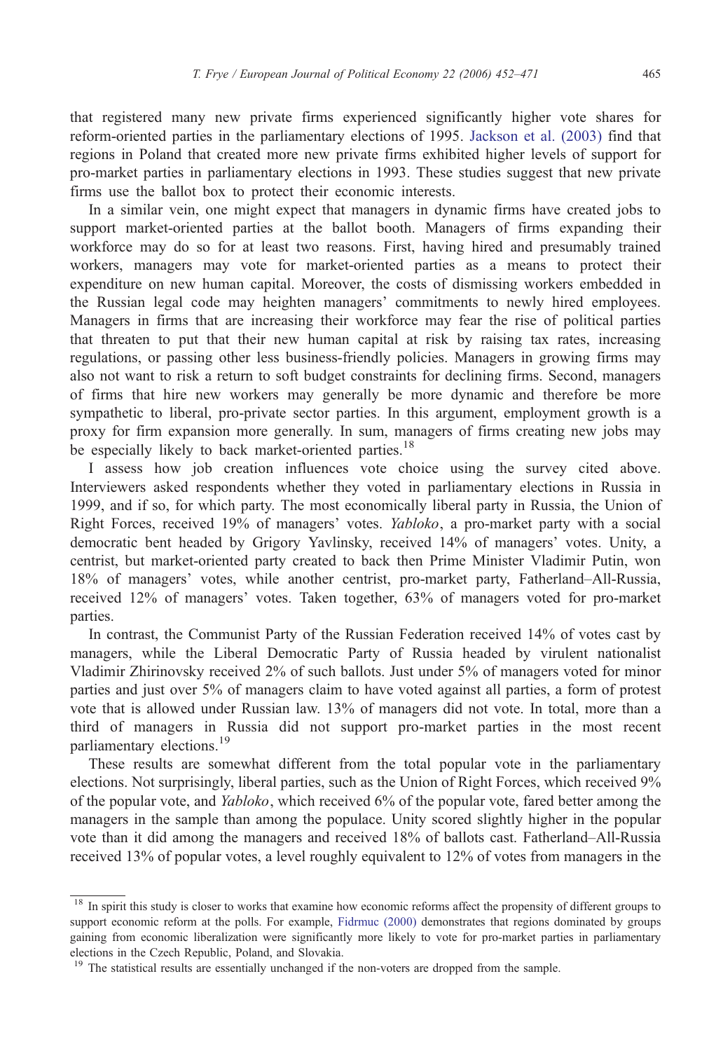that registered many new private firms experienced significantly higher vote shares for reform-oriented parties in the parliamentary elections of 1995. Jackson et al. (2003) find that regions in Poland that created more new private firms exhibited higher levels of support for pro-market parties in parliamentary elections in 1993. These studies suggest that new private firms use the ballot box to protect their economic interests.

In a similar vein, one might expect that managers in dynamic firms have created jobs to support market-oriented parties at the ballot booth. Managers of firms expanding their workforce may do so for at least two reasons. First, having hired and presumably trained workers, managers may vote for market-oriented parties as a means to protect their expenditure on new human capital. Moreover, the costs of dismissing workers embedded in the Russian legal code may heighten managers' commitments to newly hired employees. Managers in firms that are increasing their workforce may fear the rise of political parties that threaten to put that their new human capital at risk by raising tax rates, increasing regulations, or passing other less business-friendly policies. Managers in growing firms may also not want to risk a return to soft budget constraints for declining firms. Second, managers of firms that hire new workers may generally be more dynamic and therefore be more sympathetic to liberal, pro-private sector parties. In this argument, employment growth is a proxy for firm expansion more generally. In sum, managers of firms creating new jobs may be especially likely to back market-oriented parties.[18]

I assess how job creation influences vote choice using the survey cited above. Interviewers asked respondents whether they voted in parliamentary elections in Russia in 1999, and if so, for which party. The most economically liberal party in Russia, the Union of Right Forces, received 19% of managers' votes. *Yabloko*, a pro-market party with a social democratic bent headed by Grigory Yavlinsky, received 14% of managers' votes. Unity, a centrist, but market-oriented party created to back then Prime Minister Vladimir Putin, won 18% of managers' votes, while another centrist, pro-market party, Fatherland–All-Russia, received 12% of managers' votes. Taken together, 63% of managers voted for pro-market parties.

In contrast, the Communist Party of the Russian Federation received 14% of votes cast by managers, while the Liberal Democratic Party of Russia headed by virulent nationalist Vladimir Zhirinovsky received 2% of such ballots. Just under 5% of managers voted for minor parties and just over 5% of managers claim to have voted against all parties, a form of protest vote that is allowed under Russian law. 13% of managers did not vote. In total, more than a third of managers in Russia did not support pro-market parties in the most recent parliamentary elections.[19]

These results are somewhat different from the total popular vote in the parliamentary elections. Not surprisingly, liberal parties, such as the Union of Right Forces, which received 9% of the popular vote, and *Yabloko*, which received 6% of the popular vote, fared better among the managers in the sample than among the populace. Unity scored slightly higher in the popular vote than it did among the managers and received 18% of ballots cast. Fatherland–All-Russia received 13% of popular votes, a level roughly equivalent to 12% of votes from managers in the

---

[18] In spirit this study is closer to works that examine how economic reforms affect the propensity of different groups to support economic reform at the polls. For example, Fidrmuc (2000) demonstrates that regions dominated by groups gaining from economic liberalization were significantly more likely to vote for pro-market parties in parliamentary elections in the Czech Republic, Poland, and Slovakia.

[19] The statistical results are essentially unchanged if the non-voters are dropped from the sample.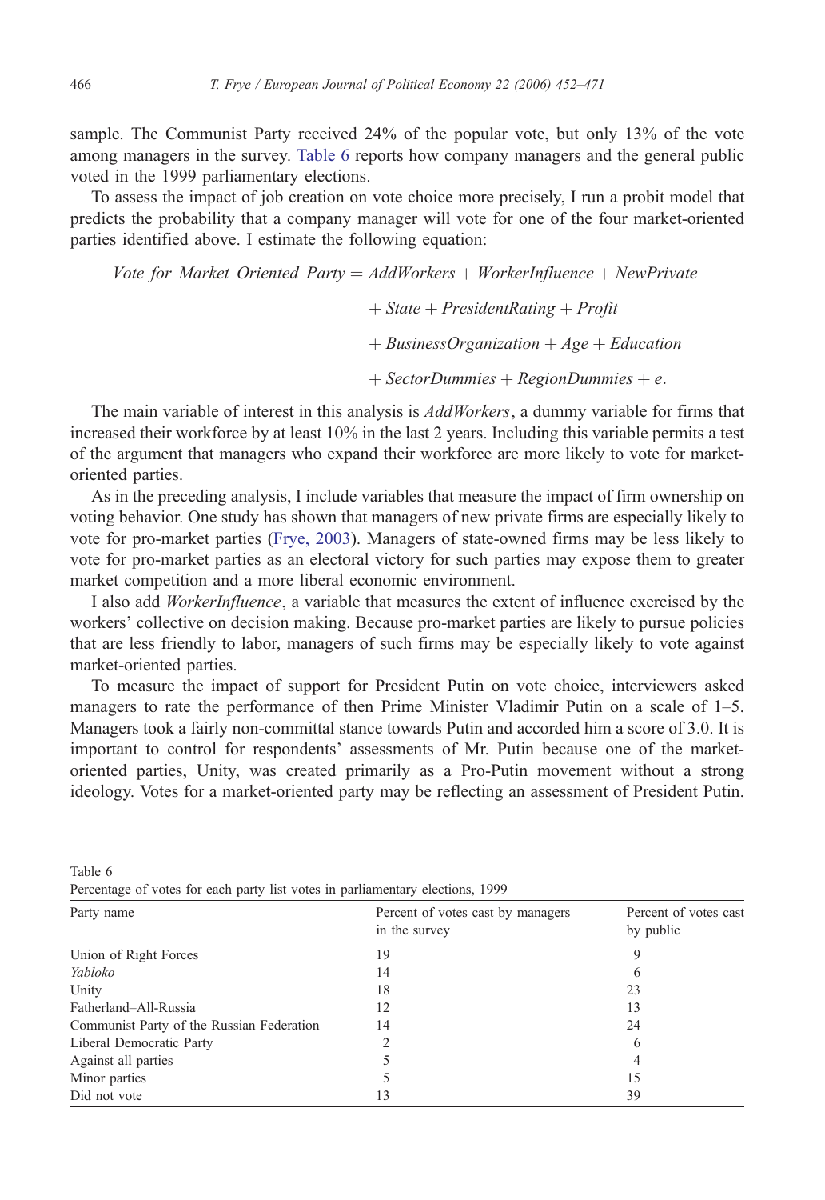sample. The Communist Party received 24% of the popular vote, but only 13% of the vote among managers in the survey. Table 6 reports how company managers and the general public voted in the 1999 parliamentary elections.

To assess the impact of job creation on vote choice more precisely, I run a probit model that predicts the probability that a company manager will vote for one of the four market-oriented parties identified above. I estimate the following equation:

$$
\begin{aligned}
\textit{Vote for Market Oriented Party} = {} & \textit{AddWorkers} + \textit{WorkerInfluence} + \textit{NewPrivate} \\
& + \textit{State} + \textit{PresidentRating} + \textit{Profit} \\
& + \textit{BusinessOrganization} + \textit{Age} + \textit{Education} \\
& + \textit{SectorDummies} + \textit{RegionDummies} + e.
\end{aligned}
$$

The main variable of interest in this analysis is *AddWorkers*, a dummy variable for firms that increased their workforce by at least 10% in the last 2 years. Including this variable permits a test of the argument that managers who expand their workforce are more likely to vote for market-oriented parties.

As in the preceding analysis, I include variables that measure the impact of firm ownership on voting behavior. One study has shown that managers of new private firms are especially likely to vote for pro-market parties (Frye, 2003). Managers of state-owned firms may be less likely to vote for pro-market parties as an electoral victory for such parties may expose them to greater market competition and a more liberal economic environment.

I also add *WorkerInfluence*, a variable that measures the extent of influence exercised by the workers' collective on decision making. Because pro-market parties are likely to pursue policies that are less friendly to labor, managers of such firms may be especially likely to vote against market-oriented parties.

To measure the impact of support for President Putin on vote choice, interviewers asked managers to rate the performance of then Prime Minister Vladimir Putin on a scale of 1–5. Managers took a fairly non-committal stance towards Putin and accorded him a score of 3.0. It is important to control for respondents' assessments of Mr. Putin because one of the market-oriented parties, Unity, was created primarily as a Pro-Putin movement without a strong ideology. Votes for a market-oriented party may be reflecting an assessment of President Putin.

Table 6
Percentage of votes for each party list votes in parliamentary elections, 1999

| Party name | Percent of votes cast by managers in the survey | Percent of votes cast by public |
|---|---|---|
| Union of Right Forces | 19 | 9 |
| *Yabloko* | 14 | 6 |
| Unity | 18 | 23 |
| Fatherland–All-Russia | 12 | 13 |
| Communist Party of the Russian Federation | 14 | 24 |
| Liberal Democratic Party | 2 | 6 |
| Against all parties | 5 | 4 |
| Minor parties | 5 | 15 |
| Did not vote | 13 | 39 |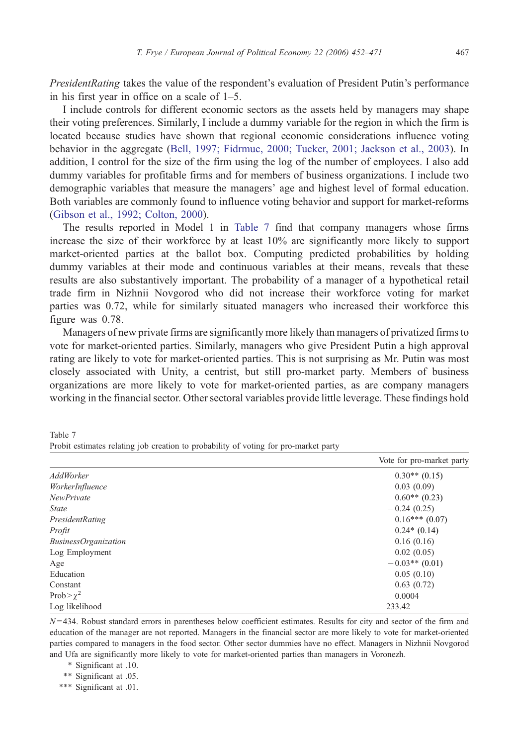*PresidentRating* takes the value of the respondent's evaluation of President Putin's performance in his first year in office on a scale of 1–5.

I include controls for different economic sectors as the assets held by managers may shape their voting preferences. Similarly, I include a dummy variable for the region in which the firm is located because studies have shown that regional economic considerations influence voting behavior in the aggregate (Bell, 1997; Fidrmuc, 2000; Tucker, 2001; Jackson et al., 2003). In addition, I control for the size of the firm using the log of the number of employees. I also add dummy variables for profitable firms and for members of business organizations. I include two demographic variables that measure the managers' age and highest level of formal education. Both variables are commonly found to influence voting behavior and support for market-reforms (Gibson et al., 1992; Colton, 2000).

The results reported in Model 1 in Table 7 find that company managers whose firms increase the size of their workforce by at least 10% are significantly more likely to support market-oriented parties at the ballot box. Computing predicted probabilities by holding dummy variables at their mode and continuous variables at their means, reveals that these results are also substantively important. The probability of a manager of a hypothetical retail trade firm in Nizhnii Novgorod who did not increase their workforce voting for market parties was 0.72, while for similarly situated managers who increased their workforce this figure was 0.78.

Managers of new private firms are significantly more likely than managers of privatized firms to vote for market-oriented parties. Similarly, managers who give President Putin a high approval rating are likely to vote for market-oriented parties. This is not surprising as Mr. Putin was most closely associated with Unity, a centrist, but still pro-market party. Members of business organizations are more likely to vote for market-oriented parties, as are company managers working in the financial sector. Other sectoral variables provide little leverage. These findings hold

Table 7
Probit estimates relating job creation to probability of voting for pro-market party

| | Vote for pro-market party |
|---|---|
| *AddWorker* | 0.30** (0.15) |
| *WorkerInfluence* | 0.03 (0.09) |
| *NewPrivate* | 0.60** (0.23) |
| *State* | −0.24 (0.25) |
| *PresidentRating* | 0.16*** (0.07) |
| *Profit* | 0.24* (0.14) |
| *BusinessOrganization* | 0.16 (0.16) |
| Log Employment | 0.02 (0.05) |
| Age | −0.03** (0.01) |
| Education | 0.05 (0.10) |
| Constant | 0.63 (0.72) |
| Prob > $\chi^2$ | 0.0004 |
| Log likelihood | −233.42 |

$N$ = 434. Robust standard errors in parentheses below coefficient estimates. Results for city and sector of the firm and education of the manager are not reported. Managers in the financial sector are more likely to vote for market-oriented parties compared to managers in the food sector. Other sector dummies have no effect. Managers in Nizhnii Novgorod and Ufa are significantly more likely to vote for market-oriented parties than managers in Voronezh.

\* Significant at .10.

\*\* Significant at .05.

\*\*\* Significant at .01.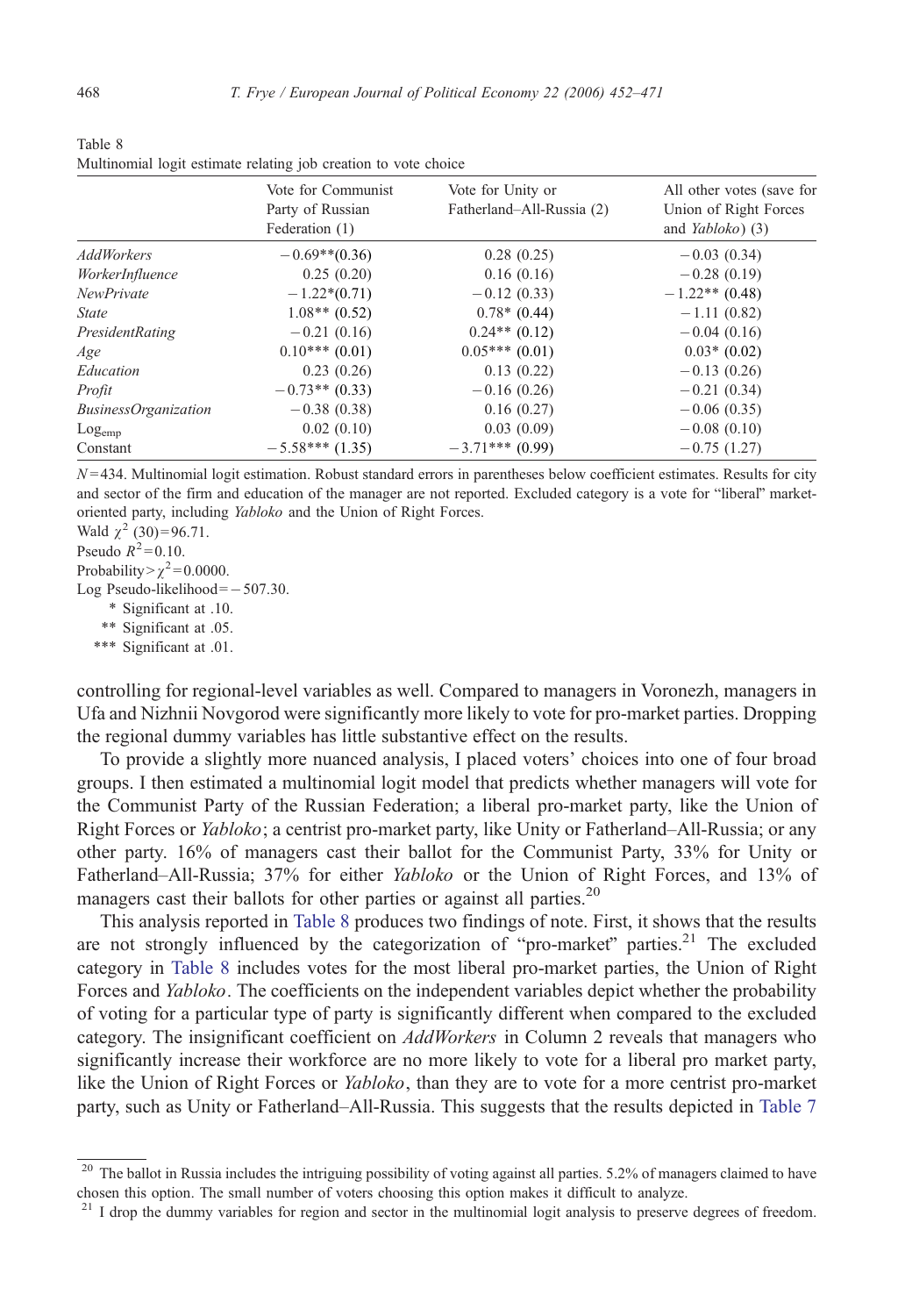Table 8

Multinomial logit estimate relating job creation to vote choice

| | Vote for Communist Party of Russian Federation (1) | Vote for Unity or Fatherland–All-Russia (2) | All other votes (save for Union of Right Forces and *Yabloko*) (3) |
|---|---|---|---|
| *AddWorkers* | −0.69**(0.36) | 0.28 (0.25) | −0.03 (0.34) |
| *WorkerInfluence* | 0.25 (0.20) | 0.16 (0.16) | −0.28 (0.19) |
| *NewPrivate* | −1.22*(0.71) | −0.12 (0.33) | −1.22** (0.48) |
| *State* | 1.08** (0.52) | 0.78* (0.44) | −1.11 (0.82) |
| *PresidentRating* | −0.21 (0.16) | 0.24** (0.12) | −0.04 (0.16) |
| *Age* | 0.10*** (0.01) | 0.05*** (0.01) | 0.03* (0.02) |
| *Education* | 0.23 (0.26) | 0.13 (0.22) | −0.13 (0.26) |
| *Profit* | −0.73** (0.33) | −0.16 (0.26) | −0.21 (0.34) |
| *BusinessOrganization* | −0.38 (0.38) | 0.16 (0.27) | −0.06 (0.35) |
| $\text{Log}_{\text{emp}}$ | 0.02 (0.10) | 0.03 (0.09) | −0.08 (0.10) |
| Constant | −5.58*** (1.35) | −3.71*** (0.99) | −0.75 (1.27) |

$N=434$. Multinomial logit estimation. Robust standard errors in parentheses below coefficient estimates. Results for city and sector of the firm and education of the manager are not reported. Excluded category is a vote for "liberal" market-oriented party, including *Yabloko* and the Union of Right Forces.

Wald $\chi^2$ (30)=96.71.

Pseudo $R^2=0.10$.

Probability$>\chi^2=0.0000$.

Log Pseudo-likelihood=−507.30.

\* Significant at .10.

\** Significant at .05.

\*** Significant at .01.

controlling for regional-level variables as well. Compared to managers in Voronezh, managers in Ufa and Nizhnii Novgorod were significantly more likely to vote for pro-market parties. Dropping the regional dummy variables has little substantive effect on the results.

To provide a slightly more nuanced analysis, I placed voters' choices into one of four broad groups. I then estimated a multinomial logit model that predicts whether managers will vote for the Communist Party of the Russian Federation; a liberal pro-market party, like the Union of Right Forces or *Yabloko*; a centrist pro-market party, like Unity or Fatherland–All-Russia; or any other party. 16% of managers cast their ballot for the Communist Party, 33% for Unity or Fatherland–All-Russia; 37% for either *Yabloko* or the Union of Right Forces, and 13% of managers cast their ballots for other parties or against all parties.[20]

This analysis reported in Table 8 produces two findings of note. First, it shows that the results are not strongly influenced by the categorization of "pro-market" parties.[21] The excluded category in Table 8 includes votes for the most liberal pro-market parties, the Union of Right Forces and *Yabloko*. The coefficients on the independent variables depict whether the probability of voting for a particular type of party is significantly different when compared to the excluded category. The insignificant coefficient on *AddWorkers* in Column 2 reveals that managers who significantly increase their workforce are no more likely to vote for a liberal pro market party, like the Union of Right Forces or *Yabloko*, than they are to vote for a more centrist pro-market party, such as Unity or Fatherland–All-Russia. This suggests that the results depicted in Table 7

[20] The ballot in Russia includes the intriguing possibility of voting against all parties. 5.2% of managers claimed to have chosen this option. The small number of voters choosing this option makes it difficult to analyze.

[21] I drop the dummy variables for region and sector in the multinomial logit analysis to preserve degrees of freedom.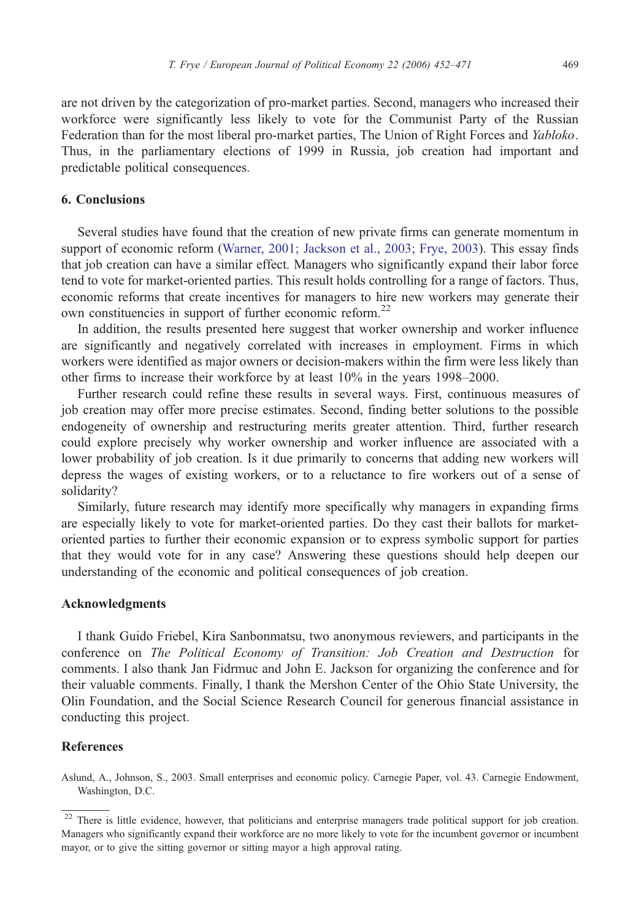are not driven by the categorization of pro-market parties. Second, managers who increased their workforce were significantly less likely to vote for the Communist Party of the Russian Federation than for the most liberal pro-market parties, The Union of Right Forces and *Yabloko*. Thus, in the parliamentary elections of 1999 in Russia, job creation had important and predictable political consequences.

## 6. Conclusions

Several studies have found that the creation of new private firms can generate momentum in support of economic reform (Warner, 2001; Jackson et al., 2003; Frye, 2003). This essay finds that job creation can have a similar effect. Managers who significantly expand their labor force tend to vote for market-oriented parties. This result holds controlling for a range of factors. Thus, economic reforms that create incentives for managers to hire new workers may generate their own constituencies in support of further economic reform.[22]

In addition, the results presented here suggest that worker ownership and worker influence are significantly and negatively correlated with increases in employment. Firms in which workers were identified as major owners or decision-makers within the firm were less likely than other firms to increase their workforce by at least 10% in the years 1998–2000.

Further research could refine these results in several ways. First, continuous measures of job creation may offer more precise estimates. Second, finding better solutions to the possible endogeneity of ownership and restructuring merits greater attention. Third, further research could explore precisely why worker ownership and worker influence are associated with a lower probability of job creation. Is it due primarily to concerns that adding new workers will depress the wages of existing workers, or to a reluctance to fire workers out of a sense of solidarity?

Similarly, future research may identify more specifically why managers in expanding firms are especially likely to vote for market-oriented parties. Do they cast their ballots for market-oriented parties to further their economic expansion or to express symbolic support for parties that they would vote for in any case? Answering these questions should help deepen our understanding of the economic and political consequences of job creation.

## Acknowledgments

I thank Guido Friebel, Kira Sanbonmatsu, two anonymous reviewers, and participants in the conference on *The Political Economy of Transition: Job Creation and Destruction* for comments. I also thank Jan Fidrmuc and John E. Jackson for organizing the conference and for their valuable comments. Finally, I thank the Mershon Center of the Ohio State University, the Olin Foundation, and the Social Science Research Council for generous financial assistance in conducting this project.

## References

Aslund, A., Johnson, S., 2003. Small enterprises and economic policy. Carnegie Paper, vol. 43. Carnegie Endowment, Washington, D.C.

[22] There is little evidence, however, that politicians and enterprise managers trade political support for job creation. Managers who significantly expand their workforce are no more likely to vote for the incumbent governor or incumbent mayor, or to give the sitting governor or sitting mayor a high approval rating.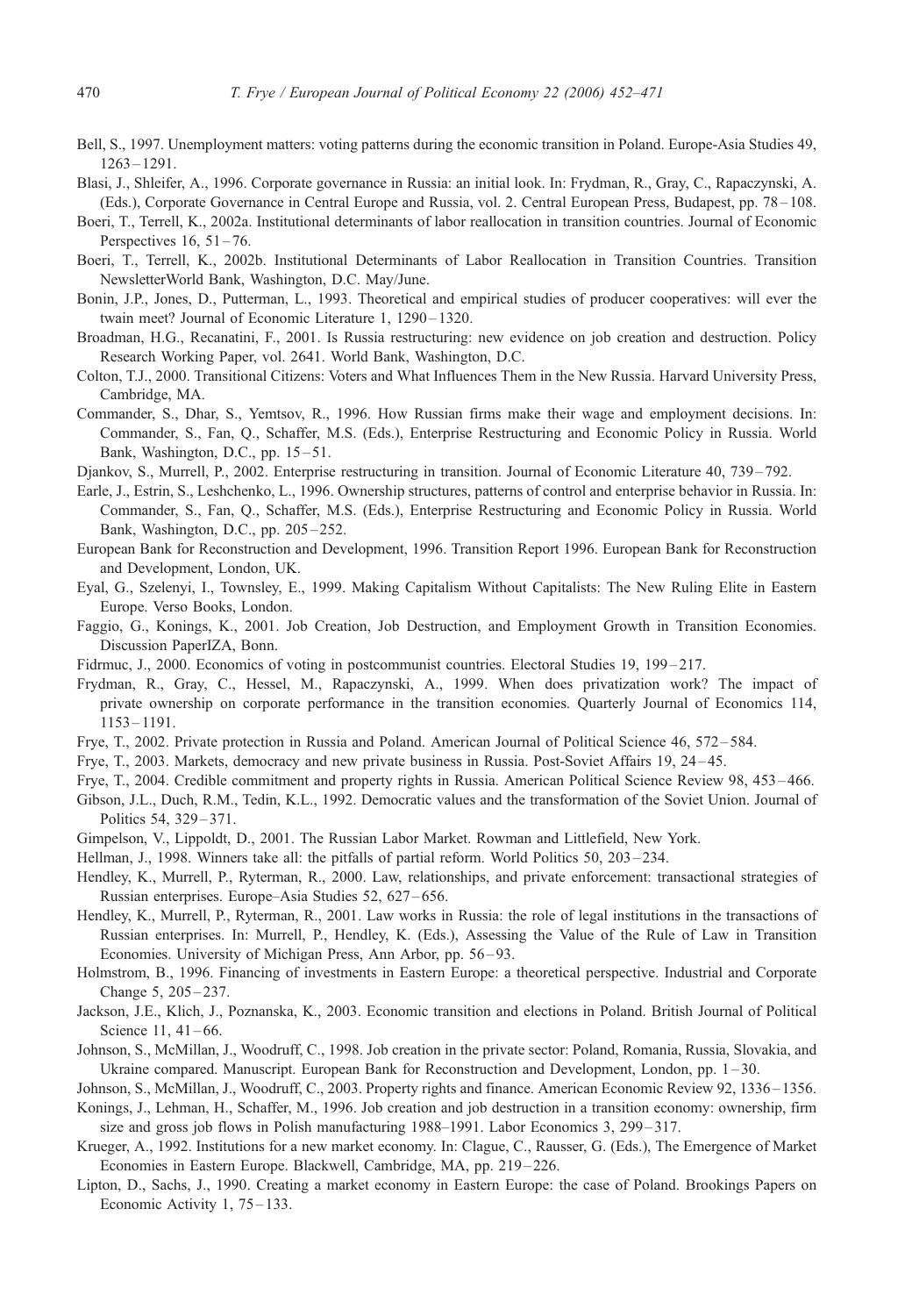Bell, S., 1997. Unemployment matters: voting patterns during the economic transition in Poland. Europe-Asia Studies 49, 1263–1291.

Blasi, J., Shleifer, A., 1996. Corporate governance in Russia: an initial look. In: Frydman, R., Gray, C., Rapaczynski, A. (Eds.), Corporate Governance in Central Europe and Russia, vol. 2. Central European Press, Budapest, pp. 78–108.

Boeri, T., Terrell, K., 2002a. Institutional determinants of labor reallocation in transition countries. Journal of Economic Perspectives 16, 51–76.

Boeri, T., Terrell, K., 2002b. Institutional Determinants of Labor Reallocation in Transition Countries. Transition NewsletterWorld Bank, Washington, D.C. May/June.

Bonin, J.P., Jones, D., Putterman, L., 1993. Theoretical and empirical studies of producer cooperatives: will ever the twain meet? Journal of Economic Literature 1, 1290–1320.

Broadman, H.G., Recanatini, F., 2001. Is Russia restructuring: new evidence on job creation and destruction. Policy Research Working Paper, vol. 2641. World Bank, Washington, D.C.

Colton, T.J., 2000. Transitional Citizens: Voters and What Influences Them in the New Russia. Harvard University Press, Cambridge, MA.

Commander, S., Dhar, S., Yemtsov, R., 1996. How Russian firms make their wage and employment decisions. In: Commander, S., Fan, Q., Schaffer, M.S. (Eds.), Enterprise Restructuring and Economic Policy in Russia. World Bank, Washington, D.C., pp. 15–51.

Djankov, S., Murrell, P., 2002. Enterprise restructuring in transition. Journal of Economic Literature 40, 739–792.

Earle, J., Estrin, S., Leshchenko, L., 1996. Ownership structures, patterns of control and enterprise behavior in Russia. In: Commander, S., Fan, Q., Schaffer, M.S. (Eds.), Enterprise Restructuring and Economic Policy in Russia. World Bank, Washington, D.C., pp. 205–252.

European Bank for Reconstruction and Development, 1996. Transition Report 1996. European Bank for Reconstruction and Development, London, UK.

Eyal, G., Szelenyi, I., Townsley, E., 1999. Making Capitalism Without Capitalists: The New Ruling Elite in Eastern Europe. Verso Books, London.

Faggio, G., Konings, K., 2001. Job Creation, Job Destruction, and Employment Growth in Transition Economies. Discussion PaperIZA, Bonn.

Fidrmuc, J., 2000. Economics of voting in postcommunist countries. Electoral Studies 19, 199–217.

Frydman, R., Gray, C., Hessel, M., Rapaczynski, A., 1999. When does privatization work? The impact of private ownership on corporate performance in the transition economies. Quarterly Journal of Economics 114, 1153–1191.

Frye, T., 2002. Private protection in Russia and Poland. American Journal of Political Science 46, 572–584.

Frye, T., 2003. Markets, democracy and new private business in Russia. Post-Soviet Affairs 19, 24–45.

Frye, T., 2004. Credible commitment and property rights in Russia. American Political Science Review 98, 453–466.

Gibson, J.L., Duch, R.M., Tedin, K.L., 1992. Democratic values and the transformation of the Soviet Union. Journal of Politics 54, 329–371.

Gimpelson, V., Lippoldt, D., 2001. The Russian Labor Market. Rowman and Littlefield, New York.

Hellman, J., 1998. Winners take all: the pitfalls of partial reform. World Politics 50, 203–234.

Hendley, K., Murrell, P., Ryterman, R., 2000. Law, relationships, and private enforcement: transactional strategies of Russian enterprises. Europe–Asia Studies 52, 627–656.

Hendley, K., Murrell, P., Ryterman, R., 2001. Law works in Russia: the role of legal institutions in the transactions of Russian enterprises. In: Murrell, P., Hendley, K. (Eds.), Assessing the Value of the Rule of Law in Transition Economies. University of Michigan Press, Ann Arbor, pp. 56–93.

Holmstrom, B., 1996. Financing of investments in Eastern Europe: a theoretical perspective. Industrial and Corporate Change 5, 205–237.

Jackson, J.E., Klich, J., Poznanska, K., 2003. Economic transition and elections in Poland. British Journal of Political Science 11, 41–66.

Johnson, S., McMillan, J., Woodruff, C., 1998. Job creation in the private sector: Poland, Romania, Russia, Slovakia, and Ukraine compared. Manuscript. European Bank for Reconstruction and Development, London, pp. 1–30.

Johnson, S., McMillan, J., Woodruff, C., 2003. Property rights and finance. American Economic Review 92, 1336–1356.

Konings, J., Lehman, H., Schaffer, M., 1996. Job creation and job destruction in a transition economy: ownership, firm size and gross job flows in Polish manufacturing 1988–1991. Labor Economics 3, 299–317.

Krueger, A., 1992. Institutions for a new market economy. In: Clague, C., Rausser, G. (Eds.), The Emergence of Market Economies in Eastern Europe. Blackwell, Cambridge, MA, pp. 219–226.

Lipton, D., Sachs, J., 1990. Creating a market economy in Eastern Europe: the case of Poland. Brookings Papers on Economic Activity 1, 75–133.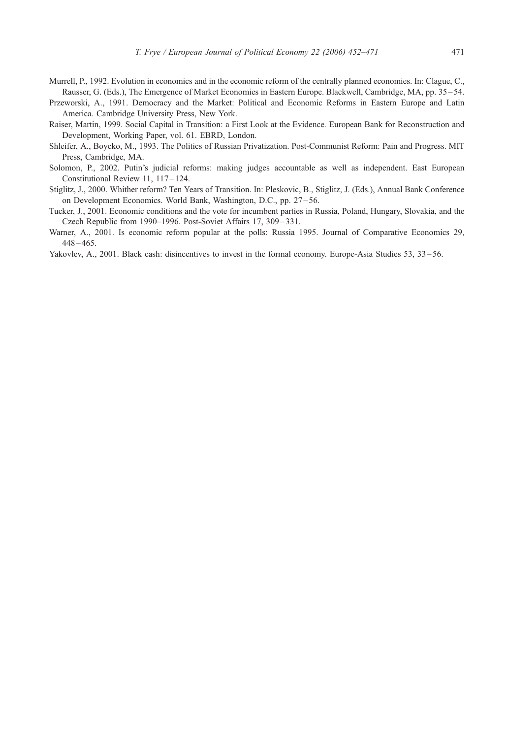Murrell, P., 1992. Evolution in economics and in the economic reform of the centrally planned economies. In: Clague, C., Rausser, G. (Eds.), The Emergence of Market Economies in Eastern Europe. Blackwell, Cambridge, MA, pp. 35 – 54.

Przeworski, A., 1991. Democracy and the Market: Political and Economic Reforms in Eastern Europe and Latin America. Cambridge University Press, New York.

Raiser, Martin, 1999. Social Capital in Transition: a First Look at the Evidence. European Bank for Reconstruction and Development, Working Paper, vol. 61. EBRD, London.

Shleifer, A., Boycko, M., 1993. The Politics of Russian Privatization. Post-Communist Reform: Pain and Progress. MIT Press, Cambridge, MA.

Solomon, P., 2002. Putin's judicial reforms: making judges accountable as well as independent. East European Constitutional Review 11, 117 – 124.

Stiglitz, J., 2000. Whither reform? Ten Years of Transition. In: Pleskovic, B., Stiglitz, J. (Eds.), Annual Bank Conference on Development Economics. World Bank, Washington, D.C., pp. 27 – 56.

Tucker, J., 2001. Economic conditions and the vote for incumbent parties in Russia, Poland, Hungary, Slovakia, and the Czech Republic from 1990–1996. Post-Soviet Affairs 17, 309 – 331.

Warner, A., 2001. Is economic reform popular at the polls: Russia 1995. Journal of Comparative Economics 29, 448 – 465.

Yakovlev, A., 2001. Black cash: disincentives to invest in the formal economy. Europe-Asia Studies 53, 33 – 56.